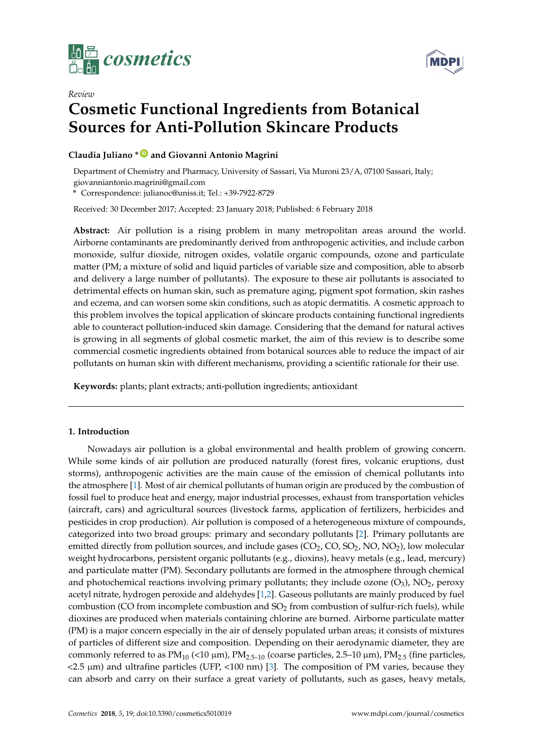*Review*

# Cosmetic Functional Ingredients from Botanical Sources for Anti-Pollution Skincare Products

**Claudia Juliano * and Giovanni Antonio Magrini**

Department of Chemistry and Pharmacy, University of Sassari, Via Muroni 23/A, 07100 Sassari, Italy; giovanniantonio.magrini@gmail.com

\* Correspondence: julianoc@uniss.it; Tel.: +39-7922-8729

Received: 30 December 2017; Accepted: 23 January 2018; Published: 6 February 2018

**Abstract:** Air pollution is a rising problem in many metropolitan areas around the world. Airborne contaminants are predominantly derived from anthropogenic activities, and include carbon monoxide, sulfur dioxide, nitrogen oxides, volatile organic compounds, ozone and particulate matter (PM; a mixture of solid and liquid particles of variable size and composition, able to absorb and delivery a large number of pollutants). The exposure to these air pollutants is associated to detrimental effects on human skin, such as premature aging, pigment spot formation, skin rashes and eczema, and can worsen some skin conditions, such as atopic dermatitis. A cosmetic approach to this problem involves the topical application of skincare products containing functional ingredients able to counteract pollution-induced skin damage. Considering that the demand for natural actives is growing in all segments of global cosmetic market, the aim of this review is to describe some commercial cosmetic ingredients obtained from botanical sources able to reduce the impact of air pollutants on human skin with different mechanisms, providing a scientific rationale for their use.

**Keywords:** plants; plant extracts; anti-pollution ingredients; antioxidant

## 1. Introduction

Nowadays air pollution is a global environmental and health problem of growing concern. While some kinds of air pollution are produced naturally (forest fires, volcanic eruptions, dust storms), anthropogenic activities are the main cause of the emission of chemical pollutants into the atmosphere [1]. Most of air chemical pollutants of human origin are produced by the combustion of fossil fuel to produce heat and energy, major industrial processes, exhaust from transportation vehicles (aircraft, cars) and agricultural sources (livestock farms, application of fertilizers, herbicides and pesticides in crop production). Air pollution is composed of a heterogeneous mixture of compounds, categorized into two broad groups: primary and secondary pollutants [2]. Primary pollutants are emitted directly from pollution sources, and include gases ($CO_2$, CO, $SO_2$, NO, $NO_2$), low molecular weight hydrocarbons, persistent organic pollutants (e.g., dioxins), heavy metals (e.g., lead, mercury) and particulate matter (PM). Secondary pollutants are formed in the atmosphere through chemical and photochemical reactions involving primary pollutants; they include ozone ($O_3$), $NO_2$, peroxy acetyl nitrate, hydrogen peroxide and aldehydes [1,2]. Gaseous pollutants are mainly produced by fuel combustion (CO from incomplete combustion and $SO_2$ from combustion of sulfur-rich fuels), while dioxines are produced when materials containing chlorine are burned. Airborne particulate matter (PM) is a major concern especially in the air of densely populated urban areas; it consists of mixtures of particles of different size and composition. Depending on their aerodynamic diameter, they are commonly referred to as $PM_{10}$ (<10 μm), $PM_{2.5–10}$ (coarse particles, 2.5–10 μm), $PM_{2.5}$ (fine particles, <2.5 μm) and ultrafine particles (UFP, <100 nm) [3]. The composition of PM varies, because they can absorb and carry on their surface a great variety of pollutants, such as gases, heavy metals,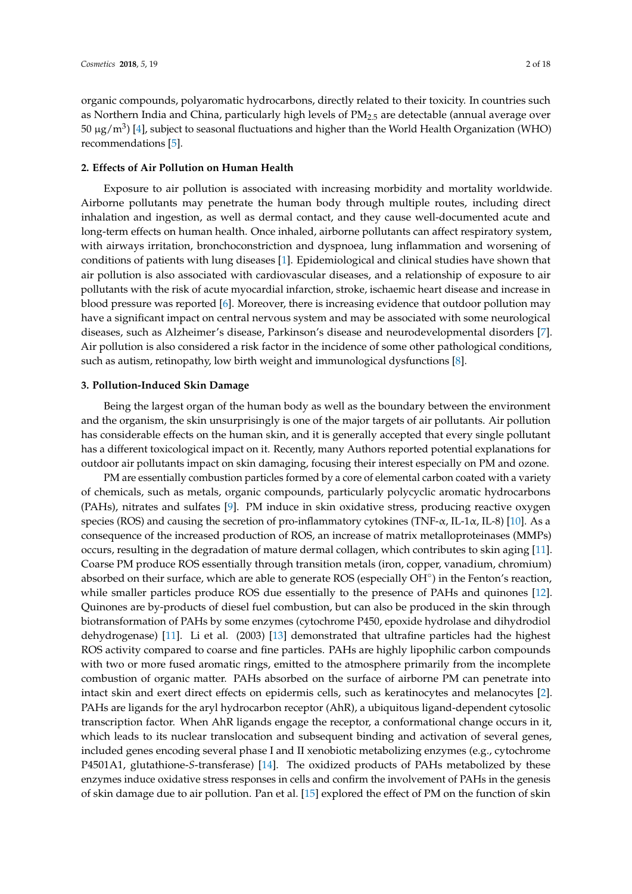organic compounds, polyaromatic hydrocarbons, directly related to their toxicity. In countries such as Northern India and China, particularly high levels of $PM_{2.5}$ are detectable (annual average over 50 $\mu g/m^3$) [4], subject to seasonal fluctuations and higher than the World Health Organization (WHO) recommendations [5].

## 2. Effects of Air Pollution on Human Health

Exposure to air pollution is associated with increasing morbidity and mortality worldwide. Airborne pollutants may penetrate the human body through multiple routes, including direct inhalation and ingestion, as well as dermal contact, and they cause well-documented acute and long-term effects on human health. Once inhaled, airborne pollutants can affect respiratory system, with airways irritation, bronchoconstriction and dyspnoea, lung inflammation and worsening of conditions of patients with lung diseases [1]. Epidemiological and clinical studies have shown that air pollution is also associated with cardiovascular diseases, and a relationship of exposure to air pollutants with the risk of acute myocardial infarction, stroke, ischaemic heart disease and increase in blood pressure was reported [6]. Moreover, there is increasing evidence that outdoor pollution may have a significant impact on central nervous system and may be associated with some neurological diseases, such as Alzheimer's disease, Parkinson's disease and neurodevelopmental disorders [7]. Air pollution is also considered a risk factor in the incidence of some other pathological conditions, such as autism, retinopathy, low birth weight and immunological dysfunctions [8].

## 3. Pollution-Induced Skin Damage

Being the largest organ of the human body as well as the boundary between the environment and the organism, the skin unsurprisingly is one of the major targets of air pollutants. Air pollution has considerable effects on the human skin, and it is generally accepted that every single pollutant has a different toxicological impact on it. Recently, many Authors reported potential explanations for outdoor air pollutants impact on skin damaging, focusing their interest especially on PM and ozone.

PM are essentially combustion particles formed by a core of elemental carbon coated with a variety of chemicals, such as metals, organic compounds, particularly polycyclic aromatic hydrocarbons (PAHs), nitrates and sulfates [9]. PM induce in skin oxidative stress, producing reactive oxygen species (ROS) and causing the secretion of pro-inflammatory cytokines (TNF-$\alpha$, IL-1$\alpha$, IL-8) [10]. As a consequence of the increased production of ROS, an increase of matrix metalloproteinases (MMPs) occurs, resulting in the degradation of mature dermal collagen, which contributes to skin aging [11]. Coarse PM produce ROS essentially through transition metals (iron, copper, vanadium, chromium) absorbed on their surface, which are able to generate ROS (especially $OH^{\circ}$) in the Fenton's reaction, while smaller particles produce ROS due essentially to the presence of PAHs and quinones [12]. Quinones are by-products of diesel fuel combustion, but can also be produced in the skin through biotransformation of PAHs by some enzymes (cytochrome P450, epoxide hydrolase and dihydrodiol dehydrogenase) [11]. Li et al. (2003) [13] demonstrated that ultrafine particles had the highest ROS activity compared to coarse and fine particles. PAHs are highly lipophilic carbon compounds with two or more fused aromatic rings, emitted to the atmosphere primarily from the incomplete combustion of organic matter. PAHs absorbed on the surface of airborne PM can penetrate into intact skin and exert direct effects on epidermis cells, such as keratinocytes and melanocytes [2]. PAHs are ligands for the aryl hydrocarbon receptor (AhR), a ubiquitous ligand-dependent cytosolic transcription factor. When AhR ligands engage the receptor, a conformational change occurs in it, which leads to its nuclear translocation and subsequent binding and activation of several genes, included genes encoding several phase I and II xenobiotic metabolizing enzymes (e.g., cytochrome P4501A1, glutathione-*S*-transferase) [14]. The oxidized products of PAHs metabolized by these enzymes induce oxidative stress responses in cells and confirm the involvement of PAHs in the genesis of skin damage due to air pollution. Pan et al. [15] explored the effect of PM on the function of skin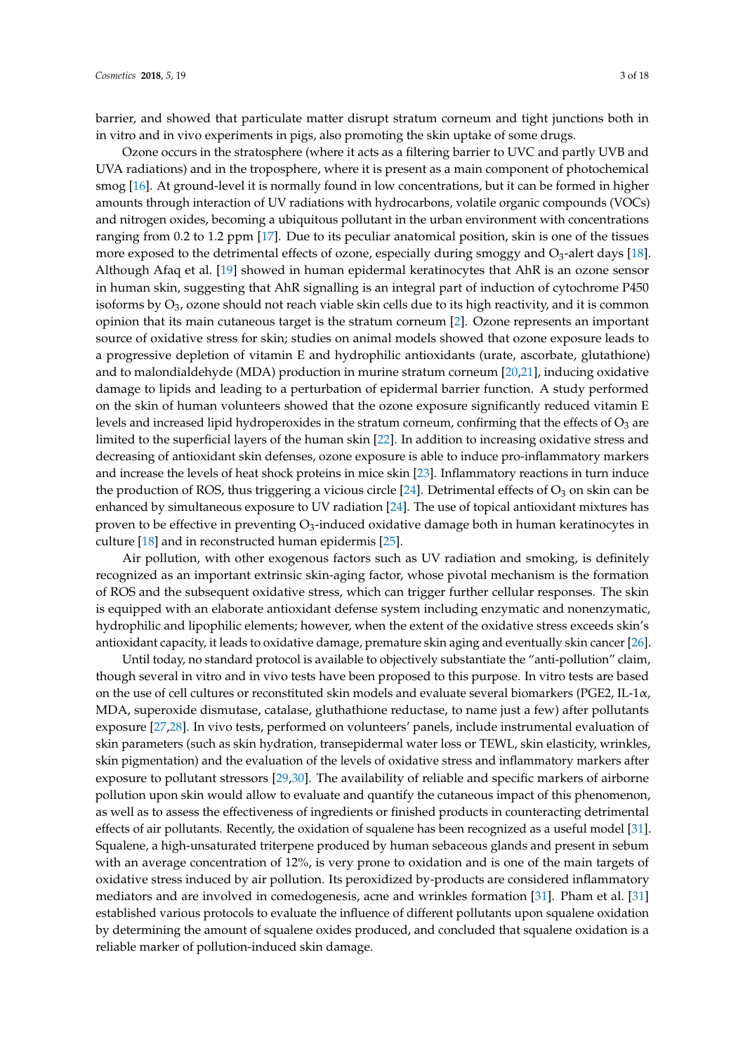barrier, and showed that particulate matter disrupt stratum corneum and tight junctions both in in vitro and in vivo experiments in pigs, also promoting the skin uptake of some drugs.

Ozone occurs in the stratosphere (where it acts as a filtering barrier to UVC and partly UVB and UVA radiations) and in the troposphere, where it is present as a main component of photochemical smog [16]. At ground-level it is normally found in low concentrations, but it can be formed in higher amounts through interaction of UV radiations with hydrocarbons, volatile organic compounds (VOCs) and nitrogen oxides, becoming a ubiquitous pollutant in the urban environment with concentrations ranging from 0.2 to 1.2 ppm [17]. Due to its peculiar anatomical position, skin is one of the tissues more exposed to the detrimental effects of ozone, especially during smoggy and $O_3$-alert days [18]. Although Afaq et al. [19] showed in human epidermal keratinocytes that AhR is an ozone sensor in human skin, suggesting that AhR signalling is an integral part of induction of cytochrome P450 isoforms by $O_3$, ozone should not reach viable skin cells due to its high reactivity, and it is common opinion that its main cutaneous target is the stratum corneum [2]. Ozone represents an important source of oxidative stress for skin; studies on animal models showed that ozone exposure leads to a progressive depletion of vitamin E and hydrophilic antioxidants (urate, ascorbate, glutathione) and to malondialdehyde (MDA) production in murine stratum corneum [20,21], inducing oxidative damage to lipids and leading to a perturbation of epidermal barrier function. A study performed on the skin of human volunteers showed that the ozone exposure significantly reduced vitamin E levels and increased lipid hydroperoxides in the stratum corneum, confirming that the effects of $O_3$ are limited to the superficial layers of the human skin [22]. In addition to increasing oxidative stress and decreasing of antioxidant skin defenses, ozone exposure is able to induce pro-inflammatory markers and increase the levels of heat shock proteins in mice skin [23]. Inflammatory reactions in turn induce the production of ROS, thus triggering a vicious circle [24]. Detrimental effects of $O_3$ on skin can be enhanced by simultaneous exposure to UV radiation [24]. The use of topical antioxidant mixtures has proven to be effective in preventing $O_3$-induced oxidative damage both in human keratinocytes in culture [18] and in reconstructed human epidermis [25].

Air pollution, with other exogenous factors such as UV radiation and smoking, is definitely recognized as an important extrinsic skin-aging factor, whose pivotal mechanism is the formation of ROS and the subsequent oxidative stress, which can trigger further cellular responses. The skin is equipped with an elaborate antioxidant defense system including enzymatic and nonenzymatic, hydrophilic and lipophilic elements; however, when the extent of the oxidative stress exceeds skin's antioxidant capacity, it leads to oxidative damage, premature skin aging and eventually skin cancer [26].

Until today, no standard protocol is available to objectively substantiate the "anti-pollution" claim, though several in vitro and in vivo tests have been proposed to this purpose. In vitro tests are based on the use of cell cultures or reconstituted skin models and evaluate several biomarkers (PGE2, IL-1$\alpha$, MDA, superoxide dismutase, catalase, gluthathione reductase, to name just a few) after pollutants exposure [27,28]. In vivo tests, performed on volunteers' panels, include instrumental evaluation of skin parameters (such as skin hydration, transepidermal water loss or TEWL, skin elasticity, wrinkles, skin pigmentation) and the evaluation of the levels of oxidative stress and inflammatory markers after exposure to pollutant stressors [29,30]. The availability of reliable and specific markers of airborne pollution upon skin would allow to evaluate and quantify the cutaneous impact of this phenomenon, as well as to assess the effectiveness of ingredients or finished products in counteracting detrimental effects of air pollutants. Recently, the oxidation of squalene has been recognized as a useful model [31]. Squalene, a high-unsaturated triterpene produced by human sebaceous glands and present in sebum with an average concentration of 12%, is very prone to oxidation and is one of the main targets of oxidative stress induced by air pollution. Its peroxidized by-products are considered inflammatory mediators and are involved in comedogenesis, acne and wrinkles formation [31]. Pham et al. [31] established various protocols to evaluate the influence of different pollutants upon squalene oxidation by determining the amount of squalene oxides produced, and concluded that squalene oxidation is a reliable marker of pollution-induced skin damage.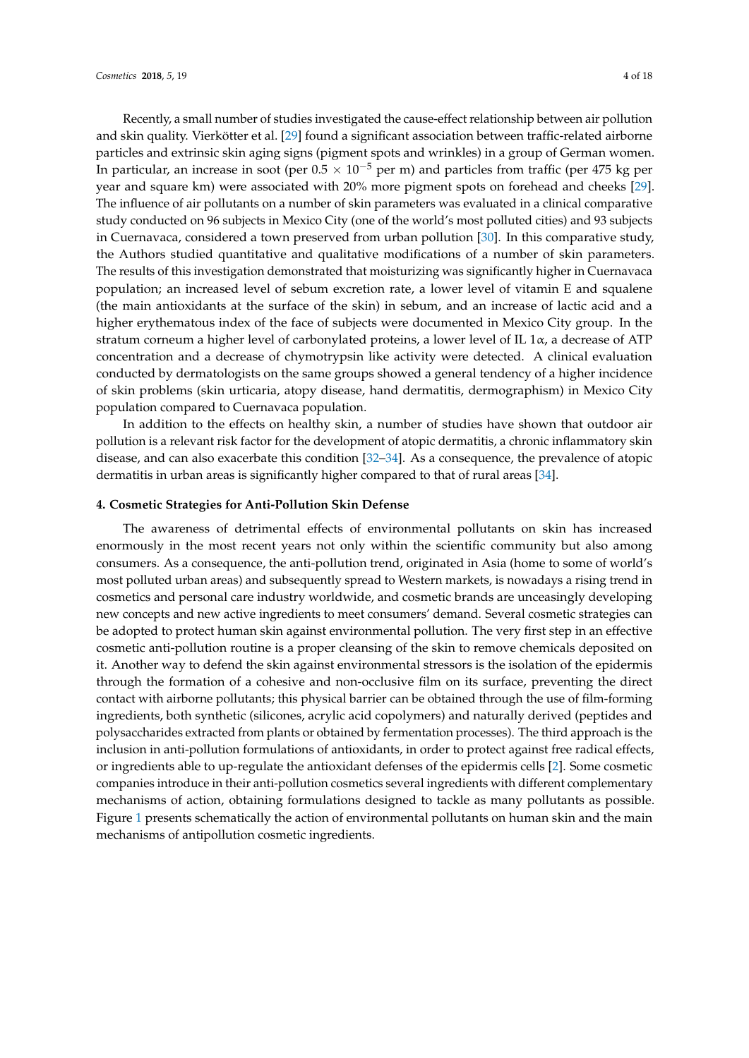Recently, a small number of studies investigated the cause-effect relationship between air pollution and skin quality. Vierkötter et al. [29] found a significant association between traffic-related airborne particles and extrinsic skin aging signs (pigment spots and wrinkles) in a group of German women. In particular, an increase in soot (per $0.5 \times 10^{-5}$ per m) and particles from traffic (per 475 kg per year and square km) were associated with 20% more pigment spots on forehead and cheeks [29]. The influence of air pollutants on a number of skin parameters was evaluated in a clinical comparative study conducted on 96 subjects in Mexico City (one of the world's most polluted cities) and 93 subjects in Cuernavaca, considered a town preserved from urban pollution [30]. In this comparative study, the Authors studied quantitative and qualitative modifications of a number of skin parameters. The results of this investigation demonstrated that moisturizing was significantly higher in Cuernavaca population; an increased level of sebum excretion rate, a lower level of vitamin E and squalene (the main antioxidants at the surface of the skin) in sebum, and an increase of lactic acid and a higher erythematous index of the face of subjects were documented in Mexico City group. In the stratum corneum a higher level of carbonylated proteins, a lower level of IL $1\alpha$, a decrease of ATP concentration and a decrease of chymotrypsin like activity were detected. A clinical evaluation conducted by dermatologists on the same groups showed a general tendency of a higher incidence of skin problems (skin urticaria, atopy disease, hand dermatitis, dermographism) in Mexico City population compared to Cuernavaca population.

In addition to the effects on healthy skin, a number of studies have shown that outdoor air pollution is a relevant risk factor for the development of atopic dermatitis, a chronic inflammatory skin disease, and can also exacerbate this condition [32–34]. As a consequence, the prevalence of atopic dermatitis in urban areas is significantly higher compared to that of rural areas [34].

## 4. Cosmetic Strategies for Anti-Pollution Skin Defense

The awareness of detrimental effects of environmental pollutants on skin has increased enormously in the most recent years not only within the scientific community but also among consumers. As a consequence, the anti-pollution trend, originated in Asia (home to some of world's most polluted urban areas) and subsequently spread to Western markets, is nowadays a rising trend in cosmetics and personal care industry worldwide, and cosmetic brands are unceasingly developing new concepts and new active ingredients to meet consumers' demand. Several cosmetic strategies can be adopted to protect human skin against environmental pollution. The very first step in an effective cosmetic anti-pollution routine is a proper cleansing of the skin to remove chemicals deposited on it. Another way to defend the skin against environmental stressors is the isolation of the epidermis through the formation of a cohesive and non-occlusive film on its surface, preventing the direct contact with airborne pollutants; this physical barrier can be obtained through the use of film-forming ingredients, both synthetic (silicones, acrylic acid copolymers) and naturally derived (peptides and polysaccharides extracted from plants or obtained by fermentation processes). The third approach is the inclusion in anti-pollution formulations of antioxidants, in order to protect against free radical effects, or ingredients able to up-regulate the antioxidant defenses of the epidermis cells [2]. Some cosmetic companies introduce in their anti-pollution cosmetics several ingredients with different complementary mechanisms of action, obtaining formulations designed to tackle as many pollutants as possible. Figure 1 presents schematically the action of environmental pollutants on human skin and the main mechanisms of antipollution cosmetic ingredients.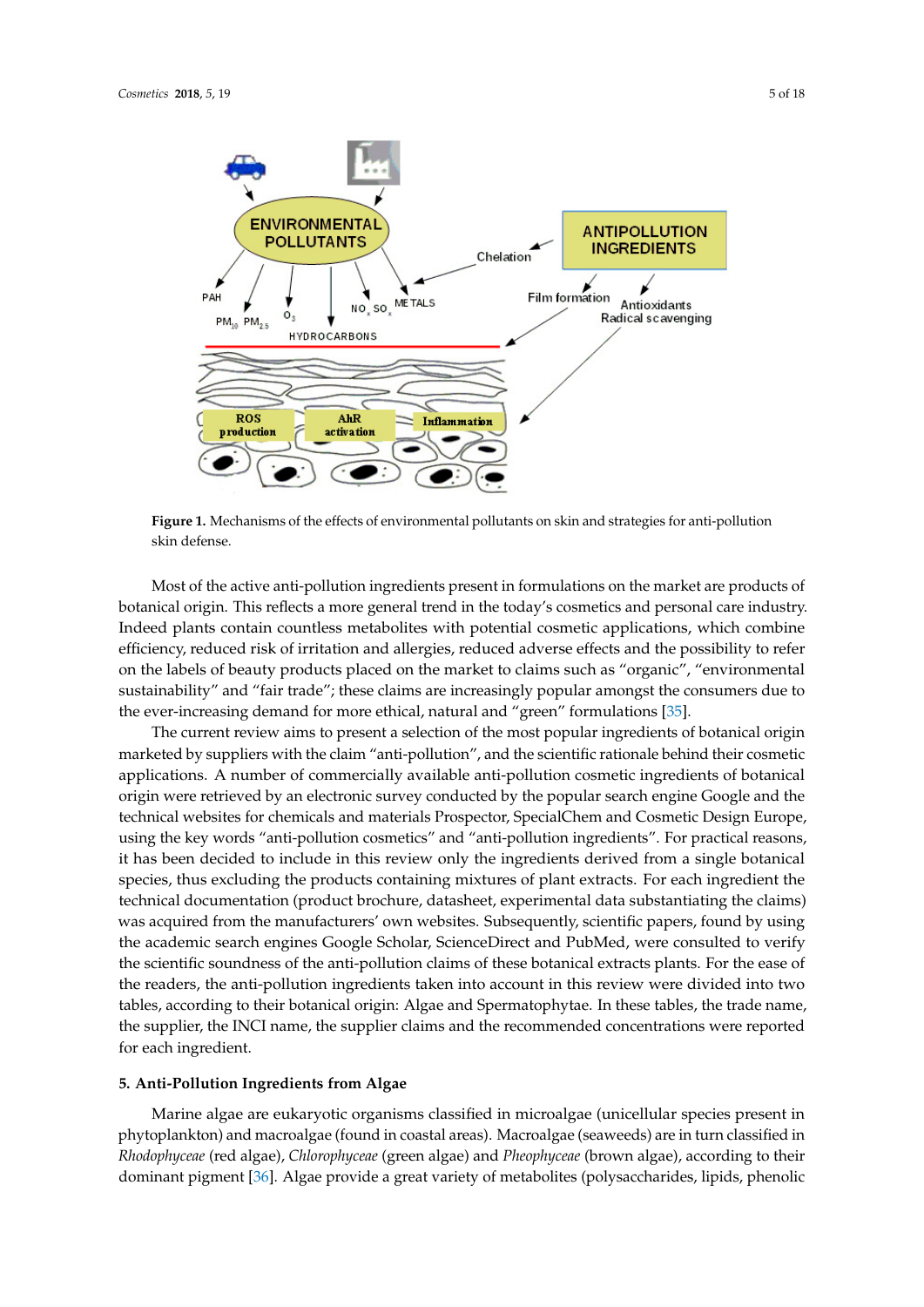**Figure 1.** Mechanisms of the effects of environmental pollutants on skin and strategies for anti-pollution skin defense.

Most of the active anti-pollution ingredients present in formulations on the market are products of botanical origin. This reflects a more general trend in the today's cosmetics and personal care industry. Indeed plants contain countless metabolites with potential cosmetic applications, which combine efficiency, reduced risk of irritation and allergies, reduced adverse effects and the possibility to refer on the labels of beauty products placed on the market to claims such as "organic", "environmental sustainability" and "fair trade"; these claims are increasingly popular amongst the consumers due to the ever-increasing demand for more ethical, natural and "green" formulations [35].

The current review aims to present a selection of the most popular ingredients of botanical origin marketed by suppliers with the claim "anti-pollution", and the scientific rationale behind their cosmetic applications. A number of commercially available anti-pollution cosmetic ingredients of botanical origin were retrieved by an electronic survey conducted by the popular search engine Google and the technical websites for chemicals and materials Prospector, SpecialChem and Cosmetic Design Europe, using the key words "anti-pollution cosmetics" and "anti-pollution ingredients". For practical reasons, it has been decided to include in this review only the ingredients derived from a single botanical species, thus excluding the products containing mixtures of plant extracts. For each ingredient the technical documentation (product brochure, datasheet, experimental data substantiating the claims) was acquired from the manufacturers' own websites. Subsequently, scientific papers, found by using the academic search engines Google Scholar, ScienceDirect and PubMed, were consulted to verify the scientific soundness of the anti-pollution claims of these botanical extracts plants. For the ease of the readers, the anti-pollution ingredients taken into account in this review were divided into two tables, according to their botanical origin: Algae and Spermatophytae. In these tables, the trade name, the supplier, the INCI name, the supplier claims and the recommended concentrations were reported for each ingredient.

## 5. Anti-Pollution Ingredients from Algae

Marine algae are eukaryotic organisms classified in microalgae (unicellular species present in phytoplankton) and macroalgae (found in coastal areas). Macroalgae (seaweeds) are in turn classified in *Rhodophyceae* (red algae), *Chlorophyceae* (green algae) and *Pheophyceae* (brown algae), according to their dominant pigment [36]. Algae provide a great variety of metabolites (polysaccharides, lipids, phenolic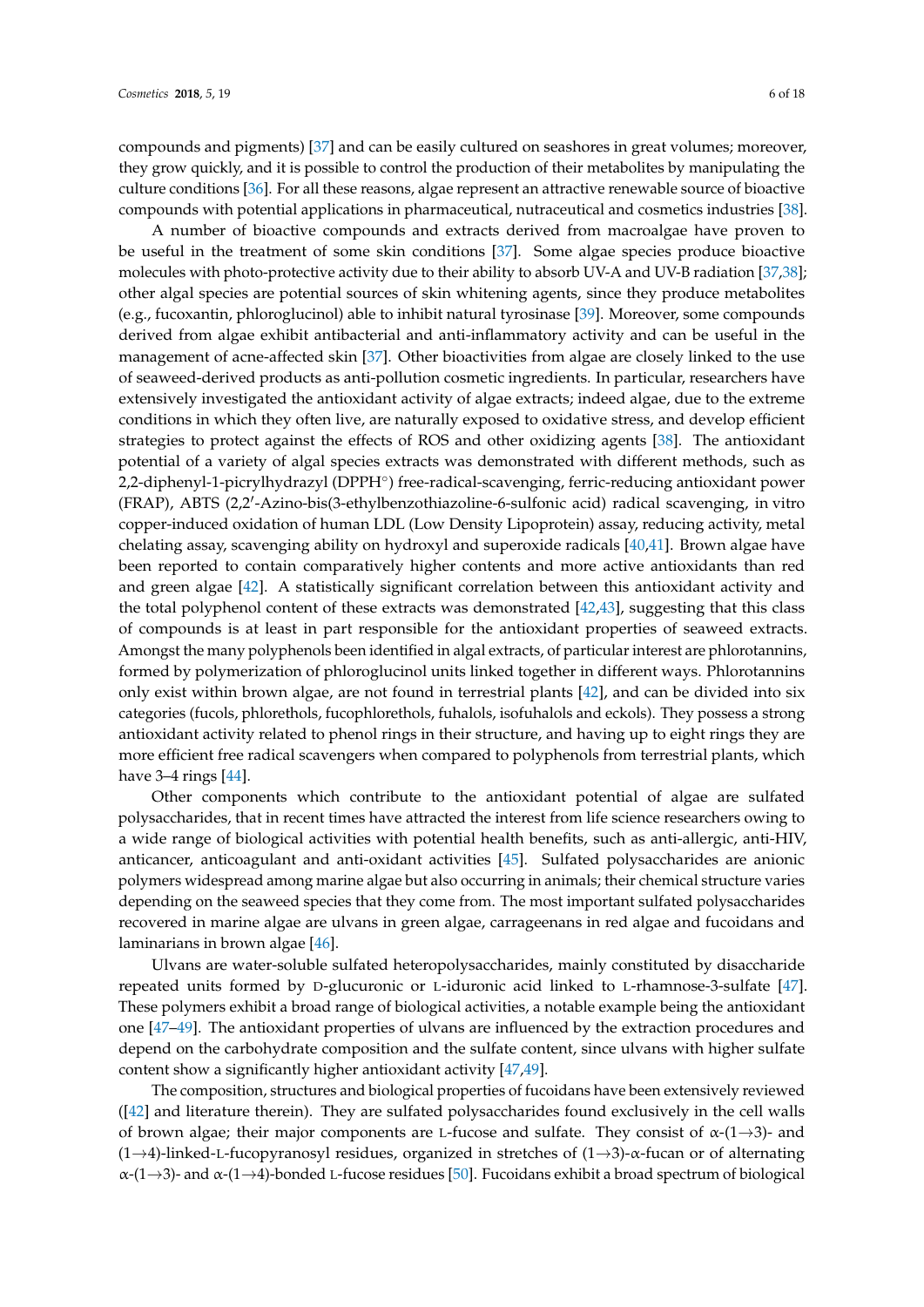compounds and pigments) [37] and can be easily cultured on seashores in great volumes; moreover, they grow quickly, and it is possible to control the production of their metabolites by manipulating the culture conditions [36]. For all these reasons, algae represent an attractive renewable source of bioactive compounds with potential applications in pharmaceutical, nutraceutical and cosmetics industries [38].

A number of bioactive compounds and extracts derived from macroalgae have proven to be useful in the treatment of some skin conditions [37]. Some algae species produce bioactive molecules with photo-protective activity due to their ability to absorb UV-A and UV-B radiation [37,38]; other algal species are potential sources of skin whitening agents, since they produce metabolites (e.g., fucoxantin, phloroglucinol) able to inhibit natural tyrosinase [39]. Moreover, some compounds derived from algae exhibit antibacterial and anti-inflammatory activity and can be useful in the management of acne-affected skin [37]. Other bioactivities from algae are closely linked to the use of seaweed-derived products as anti-pollution cosmetic ingredients. In particular, researchers have extensively investigated the antioxidant activity of algae extracts; indeed algae, due to the extreme conditions in which they often live, are naturally exposed to oxidative stress, and develop efficient strategies to protect against the effects of ROS and other oxidizing agents [38]. The antioxidant potential of a variety of algal species extracts was demonstrated with different methods, such as 2,2-diphenyl-1-picrylhydrazyl (DPPH°) free-radical-scavenging, ferric-reducing antioxidant power (FRAP), ABTS (2,2′-Azino-bis(3-ethylbenzothiazoline-6-sulfonic acid) radical scavenging, in vitro copper-induced oxidation of human LDL (Low Density Lipoprotein) assay, reducing activity, metal chelating assay, scavenging ability on hydroxyl and superoxide radicals [40,41]. Brown algae have been reported to contain comparatively higher contents and more active antioxidants than red and green algae [42]. A statistically significant correlation between this antioxidant activity and the total polyphenol content of these extracts was demonstrated [42,43], suggesting that this class of compounds is at least in part responsible for the antioxidant properties of seaweed extracts. Amongst the many polyphenols been identified in algal extracts, of particular interest are phlorotannins, formed by polymerization of phloroglucinol units linked together in different ways. Phlorotannins only exist within brown algae, are not found in terrestrial plants [42], and can be divided into six categories (fucols, phlorethols, fucophlorethols, fuhalols, isofuhalols and eckols). They possess a strong antioxidant activity related to phenol rings in their structure, and having up to eight rings they are more efficient free radical scavengers when compared to polyphenols from terrestrial plants, which have 3–4 rings [44].

Other components which contribute to the antioxidant potential of algae are sulfated polysaccharides, that in recent times have attracted the interest from life science researchers owing to a wide range of biological activities with potential health benefits, such as anti-allergic, anti-HIV, anticancer, anticoagulant and anti-oxidant activities [45]. Sulfated polysaccharides are anionic polymers widespread among marine algae but also occurring in animals; their chemical structure varies depending on the seaweed species that they come from. The most important sulfated polysaccharides recovered in marine algae are ulvans in green algae, carrageenans in red algae and fucoidans and laminarians in brown algae [46].

Ulvans are water-soluble sulfated heteropolysaccharides, mainly constituted by disaccharide repeated units formed by D-glucuronic or L-iduronic acid linked to L-rhamnose-3-sulfate [47]. These polymers exhibit a broad range of biological activities, a notable example being the antioxidant one [47–49]. The antioxidant properties of ulvans are influenced by the extraction procedures and depend on the carbohydrate composition and the sulfate content, since ulvans with higher sulfate content show a significantly higher antioxidant activity [47,49].

The composition, structures and biological properties of fucoidans have been extensively reviewed ([42] and literature therein). They are sulfated polysaccharides found exclusively in the cell walls of brown algae; their major components are L-fucose and sulfate. They consist of α-(1→3)- and (1→4)-linked-L-fucopyranosyl residues, organized in stretches of (1→3)-α-fucan or of alternating α-(1→3)- and α-(1→4)-bonded L-fucose residues [50]. Fucoidans exhibit a broad spectrum of biological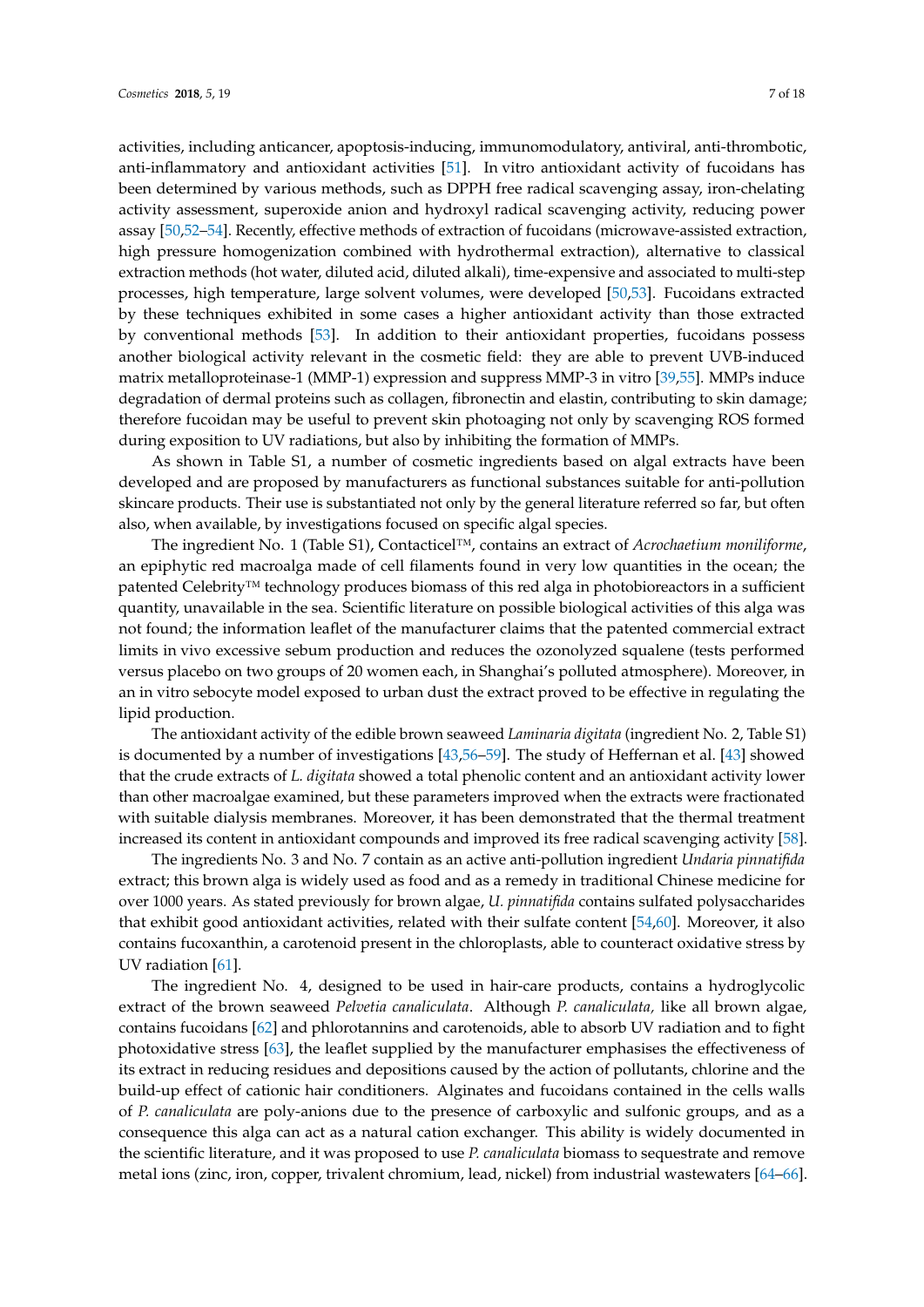activities, including anticancer, apoptosis-inducing, immunomodulatory, antiviral, anti-thrombotic, anti-inflammatory and antioxidant activities [51]. In vitro antioxidant activity of fucoidans has been determined by various methods, such as DPPH free radical scavenging assay, iron-chelating activity assessment, superoxide anion and hydroxyl radical scavenging activity, reducing power assay [50,52–54]. Recently, effective methods of extraction of fucoidans (microwave-assisted extraction, high pressure homogenization combined with hydrothermal extraction), alternative to classical extraction methods (hot water, diluted acid, diluted alkali), time-expensive and associated to multi-step processes, high temperature, large solvent volumes, were developed [50,53]. Fucoidans extracted by these techniques exhibited in some cases a higher antioxidant activity than those extracted by conventional methods [53]. In addition to their antioxidant properties, fucoidans possess another biological activity relevant in the cosmetic field: they are able to prevent UVB-induced matrix metalloproteinase-1 (MMP-1) expression and suppress MMP-3 in vitro [39,55]. MMPs induce degradation of dermal proteins such as collagen, fibronectin and elastin, contributing to skin damage; therefore fucoidan may be useful to prevent skin photoaging not only by scavenging ROS formed during exposition to UV radiations, but also by inhibiting the formation of MMPs.

As shown in Table S1, a number of cosmetic ingredients based on algal extracts have been developed and are proposed by manufacturers as functional substances suitable for anti-pollution skincare products. Their use is substantiated not only by the general literature referred so far, but often also, when available, by investigations focused on specific algal species.

The ingredient No. 1 (Table S1), Contacticel™, contains an extract of *Acrochaetium moniliforme*, an epiphytic red macroalga made of cell filaments found in very low quantities in the ocean; the patented Celebrity™ technology produces biomass of this red alga in photobioreactors in a sufficient quantity, unavailable in the sea. Scientific literature on possible biological activities of this alga was not found; the information leaflet of the manufacturer claims that the patented commercial extract limits in vivo excessive sebum production and reduces the ozonolyzed squalene (tests performed versus placebo on two groups of 20 women each, in Shanghai's polluted atmosphere). Moreover, in an in vitro sebocyte model exposed to urban dust the extract proved to be effective in regulating the lipid production.

The antioxidant activity of the edible brown seaweed *Laminaria digitata* (ingredient No. 2, Table S1) is documented by a number of investigations [43,56–59]. The study of Heffernan et al. [43] showed that the crude extracts of *L. digitata* showed a total phenolic content and an antioxidant activity lower than other macroalgae examined, but these parameters improved when the extracts were fractionated with suitable dialysis membranes. Moreover, it has been demonstrated that the thermal treatment increased its content in antioxidant compounds and improved its free radical scavenging activity [58].

The ingredients No. 3 and No. 7 contain as an active anti-pollution ingredient *Undaria pinnatifida* extract; this brown alga is widely used as food and as a remedy in traditional Chinese medicine for over 1000 years. As stated previously for brown algae, *U. pinnatifida* contains sulfated polysaccharides that exhibit good antioxidant activities, related with their sulfate content [54,60]. Moreover, it also contains fucoxanthin, a carotenoid present in the chloroplasts, able to counteract oxidative stress by UV radiation [61].

The ingredient No. 4, designed to be used in hair-care products, contains a hydroglycolic extract of the brown seaweed *Pelvetia canaliculata*. Although *P. canaliculata,* like all brown algae, contains fucoidans [62] and phlorotannins and carotenoids, able to absorb UV radiation and to fight photoxidative stress [63], the leaflet supplied by the manufacturer emphasises the effectiveness of its extract in reducing residues and depositions caused by the action of pollutants, chlorine and the build-up effect of cationic hair conditioners. Alginates and fucoidans contained in the cells walls of *P. canaliculata* are poly-anions due to the presence of carboxylic and sulfonic groups, and as a consequence this alga can act as a natural cation exchanger. This ability is widely documented in the scientific literature, and it was proposed to use *P. canaliculata* biomass to sequestrate and remove metal ions (zinc, iron, copper, trivalent chromium, lead, nickel) from industrial wastewaters [64–66].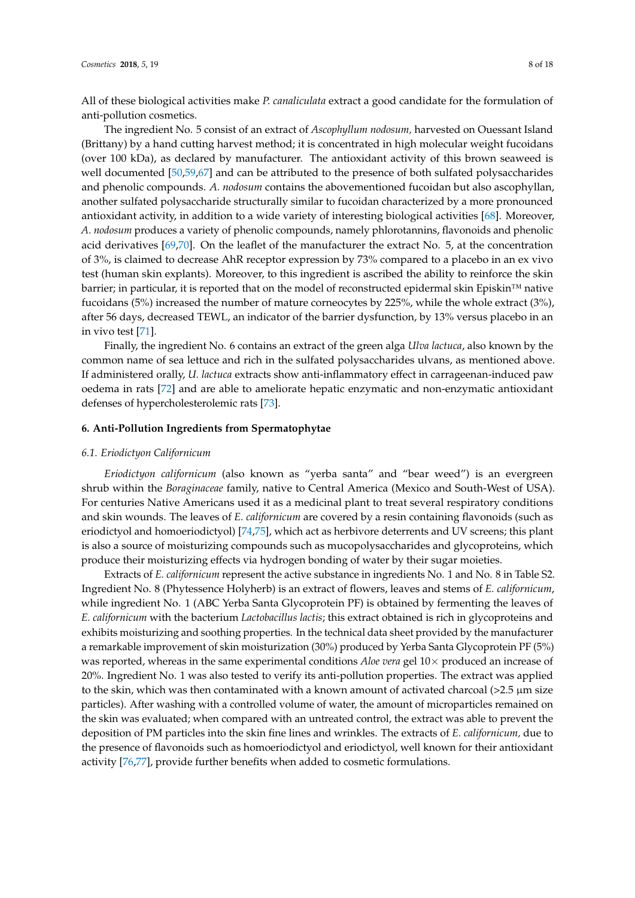All of these biological activities make *P. canaliculata* extract a good candidate for the formulation of anti-pollution cosmetics.

The ingredient No. 5 consist of an extract of *Ascophyllum nodosum,* harvested on Ouessant Island (Brittany) by a hand cutting harvest method; it is concentrated in high molecular weight fucoidans (over 100 kDa), as declared by manufacturer. The antioxidant activity of this brown seaweed is well documented [50,59,67] and can be attributed to the presence of both sulfated polysaccharides and phenolic compounds. *A. nodosum* contains the abovementioned fucoidan but also ascophyllan, another sulfated polysaccharide structurally similar to fucoidan characterized by a more pronounced antioxidant activity, in addition to a wide variety of interesting biological activities [68]. Moreover, *A. nodosum* produces a variety of phenolic compounds, namely phlorotannins, flavonoids and phenolic acid derivatives [69,70]. On the leaflet of the manufacturer the extract No. 5, at the concentration of 3%, is claimed to decrease AhR receptor expression by 73% compared to a placebo in an ex vivo test (human skin explants). Moreover, to this ingredient is ascribed the ability to reinforce the skin barrier; in particular, it is reported that on the model of reconstructed epidermal skin Episkin™ native fucoidans (5%) increased the number of mature corneocytes by 225%, while the whole extract (3%), after 56 days, decreased TEWL, an indicator of the barrier dysfunction, by 13% versus placebo in an in vivo test [71].

Finally, the ingredient No. 6 contains an extract of the green alga *Ulva lactuca*, also known by the common name of sea lettuce and rich in the sulfated polysaccharides ulvans, as mentioned above. If administered orally, *U. lactuca* extracts show anti-inflammatory effect in carrageenan-induced paw oedema in rats [72] and are able to ameliorate hepatic enzymatic and non-enzymatic antioxidant defenses of hypercholesterolemic rats [73].

## 6. Anti-Pollution Ingredients from Spermatophytae

### 6.1. Eriodictyon Californicum

*Eriodictyon californicum* (also known as "yerba santa" and "bear weed") is an evergreen shrub within the *Boraginaceae* family, native to Central America (Mexico and South-West of USA). For centuries Native Americans used it as a medicinal plant to treat several respiratory conditions and skin wounds. The leaves of *E. californicum* are covered by a resin containing flavonoids (such as eriodictyol and homoeriodictyol) [74,75], which act as herbivore deterrents and UV screens; this plant is also a source of moisturizing compounds such as mucopolysaccharides and glycoproteins, which produce their moisturizing effects via hydrogen bonding of water by their sugar moieties.

Extracts of *E. californicum* represent the active substance in ingredients No. 1 and No. 8 in Table S2. Ingredient No. 8 (Phytessence Holyherb) is an extract of flowers, leaves and stems of *E. californicum*, while ingredient No. 1 (ABC Yerba Santa Glycoprotein PF) is obtained by fermenting the leaves of *E. californicum* with the bacterium *Lactobacillus lactis*; this extract obtained is rich in glycoproteins and exhibits moisturizing and soothing properties. In the technical data sheet provided by the manufacturer a remarkable improvement of skin moisturization (30%) produced by Yerba Santa Glycoprotein PF (5%) was reported, whereas in the same experimental conditions *Aloe vera* gel 10× produced an increase of 20%. Ingredient No. 1 was also tested to verify its anti-pollution properties. The extract was applied to the skin, which was then contaminated with a known amount of activated charcoal (>2.5 µm size particles). After washing with a controlled volume of water, the amount of microparticles remained on the skin was evaluated; when compared with an untreated control, the extract was able to prevent the deposition of PM particles into the skin fine lines and wrinkles. The extracts of *E. californicum,* due to the presence of flavonoids such as homoeriodictyol and eriodictyol, well known for their antioxidant activity [76,77], provide further benefits when added to cosmetic formulations.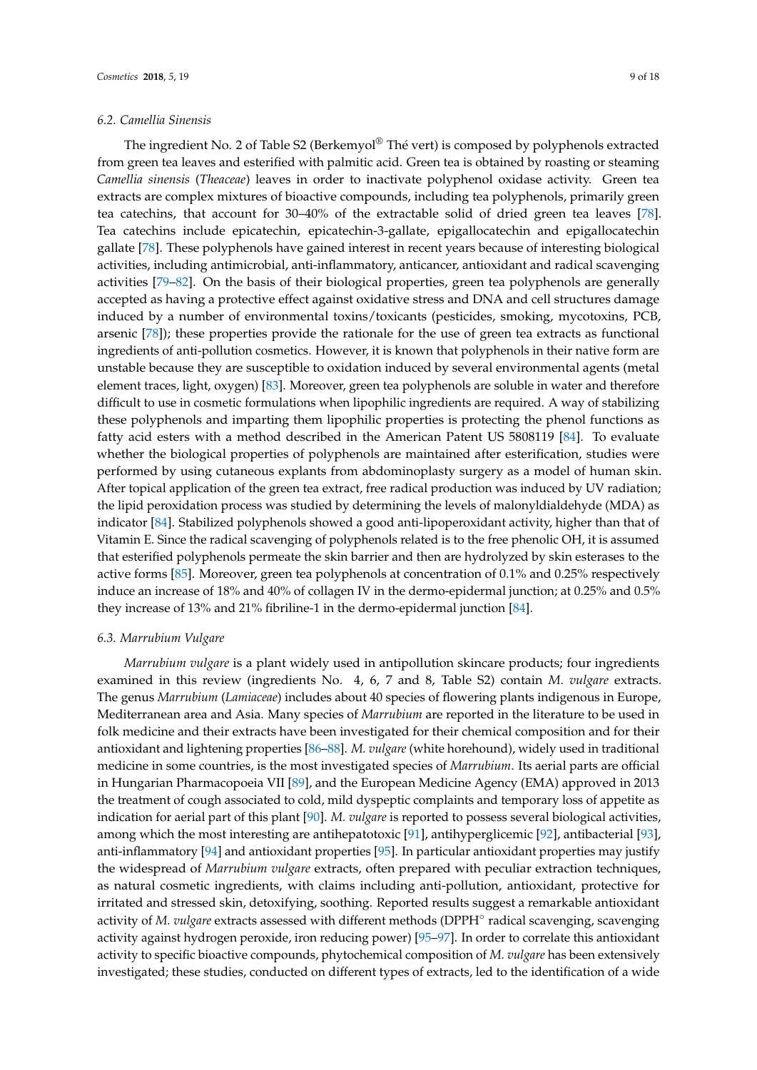### 6.2. Camellia Sinensis

The ingredient No. 2 of Table S2 (Berkemyol® Thé vert) is composed by polyphenols extracted from green tea leaves and esterified with palmitic acid. Green tea is obtained by roasting or steaming *Camellia sinensis* (*Theaceae*) leaves in order to inactivate polyphenol oxidase activity. Green tea extracts are complex mixtures of bioactive compounds, including tea polyphenols, primarily green tea catechins, that account for 30–40% of the extractable solid of dried green tea leaves [78]. Tea catechins include epicatechin, epicatechin-3-gallate, epigallocatechin and epigallocatechin gallate [78]. These polyphenols have gained interest in recent years because of interesting biological activities, including antimicrobial, anti-inflammatory, anticancer, antioxidant and radical scavenging activities [79–82]. On the basis of their biological properties, green tea polyphenols are generally accepted as having a protective effect against oxidative stress and DNA and cell structures damage induced by a number of environmental toxins/toxicants (pesticides, smoking, mycotoxins, PCB, arsenic [78]); these properties provide the rationale for the use of green tea extracts as functional ingredients of anti-pollution cosmetics. However, it is known that polyphenols in their native form are unstable because they are susceptible to oxidation induced by several environmental agents (metal element traces, light, oxygen) [83]. Moreover, green tea polyphenols are soluble in water and therefore difficult to use in cosmetic formulations when lipophilic ingredients are required. A way of stabilizing these polyphenols and imparting them lipophilic properties is protecting the phenol functions as fatty acid esters with a method described in the American Patent US 5808119 [84]. To evaluate whether the biological properties of polyphenols are maintained after esterification, studies were performed by using cutaneous explants from abdominoplasty surgery as a model of human skin. After topical application of the green tea extract, free radical production was induced by UV radiation; the lipid peroxidation process was studied by determining the levels of malonyldialdehyde (MDA) as indicator [84]. Stabilized polyphenols showed a good anti-lipoperoxidant activity, higher than that of Vitamin E. Since the radical scavenging of polyphenols related is to the free phenolic OH, it is assumed that esterified polyphenols permeate the skin barrier and then are hydrolyzed by skin esterases to the active forms [85]. Moreover, green tea polyphenols at concentration of 0.1% and 0.25% respectively induce an increase of 18% and 40% of collagen IV in the dermo-epidermal junction; at 0.25% and 0.5% they increase of 13% and 21% fibriline-1 in the dermo-epidermal junction [84].

### 6.3. Marrubium Vulgare

*Marrubium vulgare* is a plant widely used in antipollution skincare products; four ingredients examined in this review (ingredients No. 4, 6, 7 and 8, Table S2) contain *M. vulgare* extracts. The genus *Marrubium* (*Lamiaceae*) includes about 40 species of flowering plants indigenous in Europe, Mediterranean area and Asia. Many species of *Marrubium* are reported in the literature to be used in folk medicine and their extracts have been investigated for their chemical composition and for their antioxidant and lightening properties [86–88]. *M. vulgare* (white horehound), widely used in traditional medicine in some countries, is the most investigated species of *Marrubium*. Its aerial parts are official in Hungarian Pharmacopoeia VII [89], and the European Medicine Agency (EMA) approved in 2013 the treatment of cough associated to cold, mild dyspeptic complaints and temporary loss of appetite as indication for aerial part of this plant [90]. *M. vulgare* is reported to possess several biological activities, among which the most interesting are antihepatotoxic [91], antihyperglicemic [92], antibacterial [93], anti-inflammatory [94] and antioxidant properties [95]. In particular antioxidant properties may justify the widespread of *Marrubium vulgare* extracts, often prepared with peculiar extraction techniques, as natural cosmetic ingredients, with claims including anti-pollution, antioxidant, protective for irritated and stressed skin, detoxifying, soothing. Reported results suggest a remarkable antioxidant activity of *M. vulgare* extracts assessed with different methods (DPPH° radical scavenging, scavenging activity against hydrogen peroxide, iron reducing power) [95–97]. In order to correlate this antioxidant activity to specific bioactive compounds, phytochemical composition of *M. vulgare* has been extensively investigated; these studies, conducted on different types of extracts, led to the identification of a wide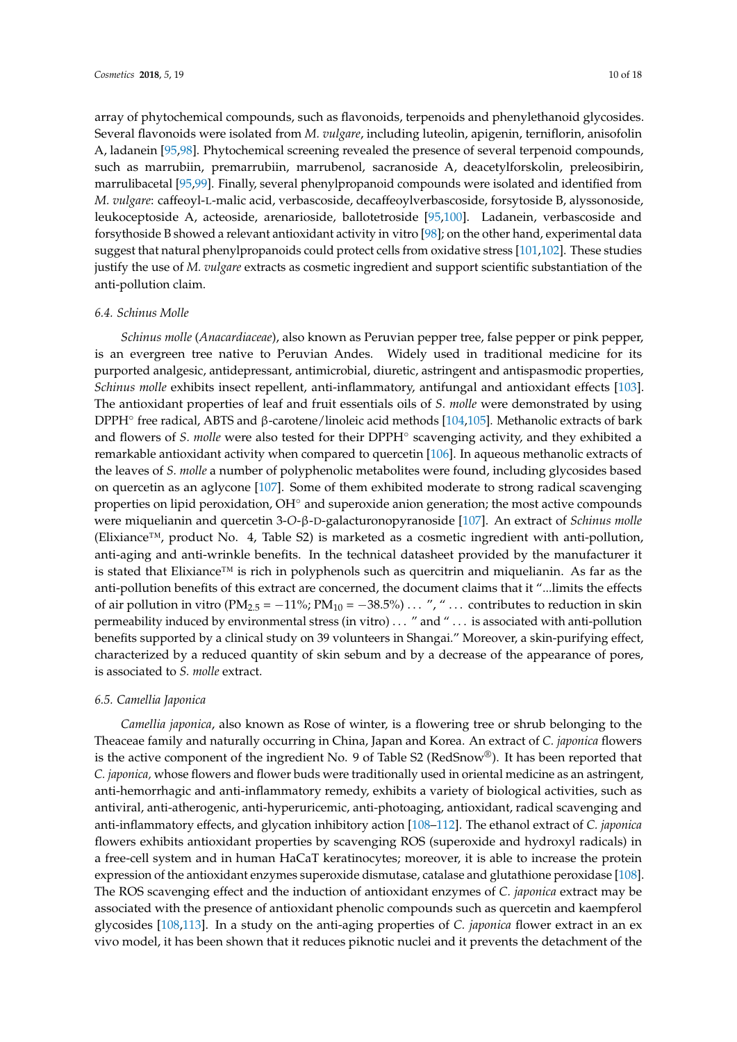array of phytochemical compounds, such as flavonoids, terpenoids and phenylethanoid glycosides. Several flavonoids were isolated from *M. vulgare*, including luteolin, apigenin, terniflorin, anisofolin A, ladanein [95,98]. Phytochemical screening revealed the presence of several terpenoid compounds, such as marrubiin, premarrubiin, marrubenol, sacranoside A, deacetylforskolin, preleosibirin, marrulibacetal [95,99]. Finally, several phenylpropanoid compounds were isolated and identified from *M. vulgare*: caffeoyl-L-malic acid, verbascoside, decaffeoylverbascoside, forsytoside B, alyssonoside, leukoceptoside A, acteoside, arenarioside, ballotetroside [95,100]. Ladanein, verbascoside and forsythoside B showed a relevant antioxidant activity in vitro [98]; on the other hand, experimental data suggest that natural phenylpropanoids could protect cells from oxidative stress [101,102]. These studies justify the use of *M. vulgare* extracts as cosmetic ingredient and support scientific substantiation of the anti-pollution claim.

### 6.4. Schinus Molle

*Schinus molle* (*Anacardiaceae*), also known as Peruvian pepper tree, false pepper or pink pepper, is an evergreen tree native to Peruvian Andes. Widely used in traditional medicine for its purported analgesic, antidepressant, antimicrobial, diuretic, astringent and antispasmodic properties, *Schinus molle* exhibits insect repellent, anti-inflammatory, antifungal and antioxidant effects [103]. The antioxidant properties of leaf and fruit essentials oils of *S. molle* were demonstrated by using DPPH° free radical, ABTS and β-carotene/linoleic acid methods [104,105]. Methanolic extracts of bark and flowers of *S. molle* were also tested for their DPPH° scavenging activity, and they exhibited a remarkable antioxidant activity when compared to quercetin [106]. In aqueous methanolic extracts of the leaves of *S. molle* a number of polyphenolic metabolites were found, including glycosides based on quercetin as an aglycone [107]. Some of them exhibited moderate to strong radical scavenging properties on lipid peroxidation, OH° and superoxide anion generation; the most active compounds were miquelianin and quercetin 3-*O*-β-D-galacturonopyranoside [107]. An extract of *Schinus molle* (Elixiance™, product No. 4, Table S2) is marketed as a cosmetic ingredient with anti-pollution, anti-aging and anti-wrinkle benefits. In the technical datasheet provided by the manufacturer it is stated that Elixiance™ is rich in polyphenols such as quercitrin and miquelianin. As far as the anti-pollution benefits of this extract are concerned, the document claims that it "...limits the effects of air pollution in vitro ($PM_{2.5} = -11\%$; $PM_{10} = -38.5\%$) ... ", " ... contributes to reduction in skin permeability induced by environmental stress (in vitro) ... " and " ... is associated with anti-pollution benefits supported by a clinical study on 39 volunteers in Shangai." Moreover, a skin-purifying effect, characterized by a reduced quantity of skin sebum and by a decrease of the appearance of pores, is associated to *S. molle* extract.

### 6.5. Camellia Japonica

*Camellia japonica*, also known as Rose of winter, is a flowering tree or shrub belonging to the Theaceae family and naturally occurring in China, Japan and Korea. An extract of *C. japonica* flowers is the active component of the ingredient No. 9 of Table S2 (RedSnow®). It has been reported that *C. japonica,* whose flowers and flower buds were traditionally used in oriental medicine as an astringent, anti-hemorrhagic and anti-inflammatory remedy, exhibits a variety of biological activities, such as antiviral, anti-atherogenic, anti-hyperuricemic, anti-photoaging, antioxidant, radical scavenging and anti-inflammatory effects, and glycation inhibitory action [108–112]. The ethanol extract of *C. japonica* flowers exhibits antioxidant properties by scavenging ROS (superoxide and hydroxyl radicals) in a free-cell system and in human HaCaT keratinocytes; moreover, it is able to increase the protein expression of the antioxidant enzymes superoxide dismutase, catalase and glutathione peroxidase [108]. The ROS scavenging effect and the induction of antioxidant enzymes of *C. japonica* extract may be associated with the presence of antioxidant phenolic compounds such as quercetin and kaempferol glycosides [108,113]. In a study on the anti-aging properties of *C. japonica* flower extract in an ex vivo model, it has been shown that it reduces piknotic nuclei and it prevents the detachment of the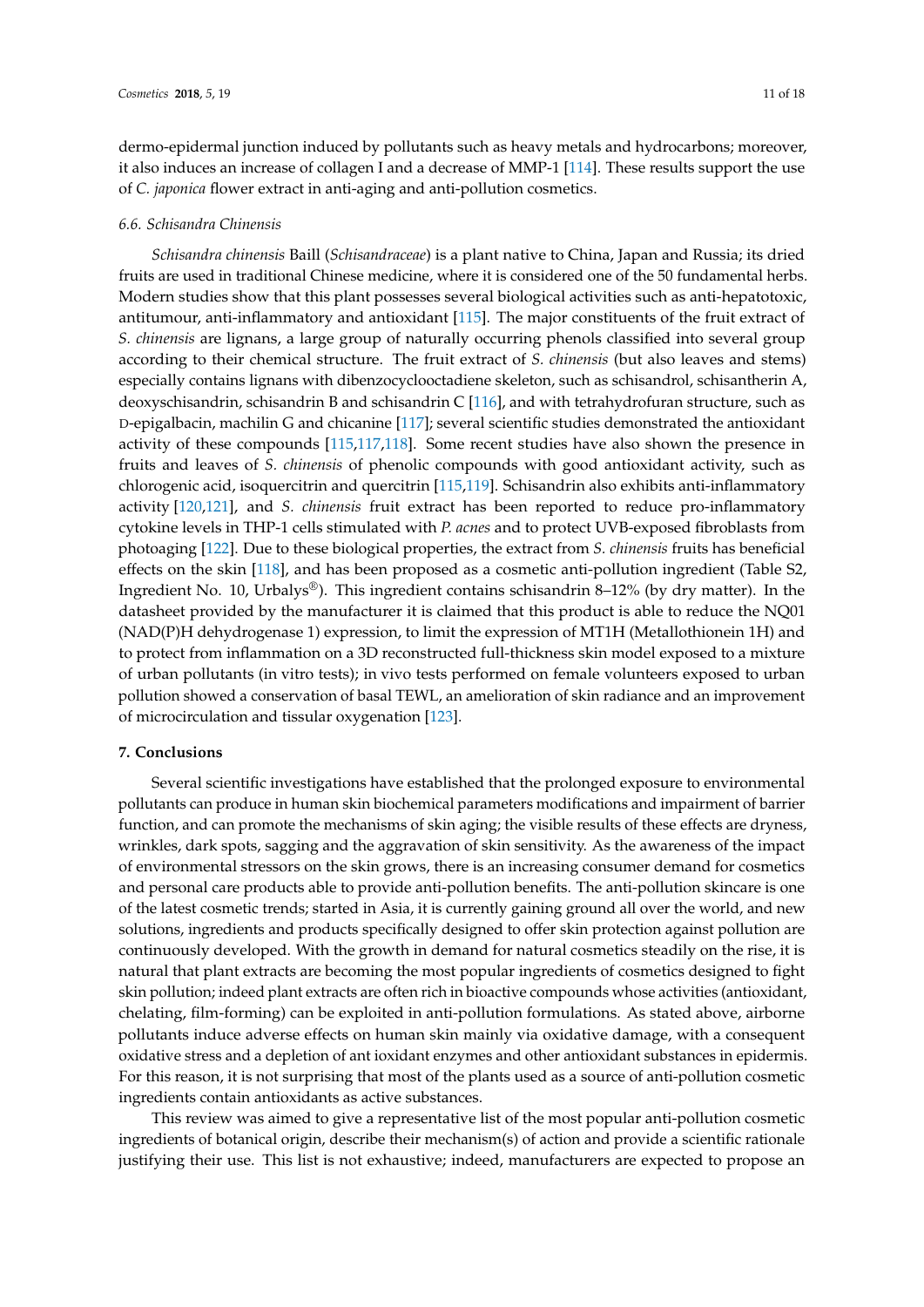dermo-epidermal junction induced by pollutants such as heavy metals and hydrocarbons; moreover, it also induces an increase of collagen I and a decrease of MMP-1 [114]. These results support the use of *C. japonica* flower extract in anti-aging and anti-pollution cosmetics.

### 6.6. Schisandra Chinensis

*Schisandra chinensis* Baill (*Schisandraceae*) is a plant native to China, Japan and Russia; its dried fruits are used in traditional Chinese medicine, where it is considered one of the 50 fundamental herbs. Modern studies show that this plant possesses several biological activities such as anti-hepatotoxic, antitumour, anti-inflammatory and antioxidant [115]. The major constituents of the fruit extract of *S. chinensis* are lignans, a large group of naturally occurring phenols classified into several group according to their chemical structure. The fruit extract of *S. chinensis* (but also leaves and stems) especially contains lignans with dibenzocyclooctadiene skeleton, such as schisandrol, schisantherin A, deoxyschisandrin, schisandrin B and schisandrin C [116], and with tetrahydrofuran structure, such as D-epigalbacin, machilin G and chicanine [117]; several scientific studies demonstrated the antioxidant activity of these compounds [115,117,118]. Some recent studies have also shown the presence in fruits and leaves of *S. chinensis* of phenolic compounds with good antioxidant activity, such as chlorogenic acid, isoquercitrin and quercitrin [115,119]. Schisandrin also exhibits anti-inflammatory activity [120,121], and *S. chinensis* fruit extract has been reported to reduce pro-inflammatory cytokine levels in THP-1 cells stimulated with *P. acnes* and to protect UVB-exposed fibroblasts from photoaging [122]. Due to these biological properties, the extract from *S. chinensis* fruits has beneficial effects on the skin [118], and has been proposed as a cosmetic anti-pollution ingredient (Table S2, Ingredient No. 10, Urbalys®). This ingredient contains schisandrin 8–12% (by dry matter). In the datasheet provided by the manufacturer it is claimed that this product is able to reduce the NQ01 (NAD(P)H dehydrogenase 1) expression, to limit the expression of MT1H (Metallothionein 1H) and to protect from inflammation on a 3D reconstructed full-thickness skin model exposed to a mixture of urban pollutants (in vitro tests); in vivo tests performed on female volunteers exposed to urban pollution showed a conservation of basal TEWL, an amelioration of skin radiance and an improvement of microcirculation and tissular oxygenation [123].

## 7. Conclusions

Several scientific investigations have established that the prolonged exposure to environmental pollutants can produce in human skin biochemical parameters modifications and impairment of barrier function, and can promote the mechanisms of skin aging; the visible results of these effects are dryness, wrinkles, dark spots, sagging and the aggravation of skin sensitivity. As the awareness of the impact of environmental stressors on the skin grows, there is an increasing consumer demand for cosmetics and personal care products able to provide anti-pollution benefits. The anti-pollution skincare is one of the latest cosmetic trends; started in Asia, it is currently gaining ground all over the world, and new solutions, ingredients and products specifically designed to offer skin protection against pollution are continuously developed. With the growth in demand for natural cosmetics steadily on the rise, it is natural that plant extracts are becoming the most popular ingredients of cosmetics designed to fight skin pollution; indeed plant extracts are often rich in bioactive compounds whose activities (antioxidant, chelating, film-forming) can be exploited in anti-pollution formulations. As stated above, airborne pollutants induce adverse effects on human skin mainly via oxidative damage, with a consequent oxidative stress and a depletion of ant ioxidant enzymes and other antioxidant substances in epidermis. For this reason, it is not surprising that most of the plants used as a source of anti-pollution cosmetic ingredients contain antioxidants as active substances.

This review was aimed to give a representative list of the most popular anti-pollution cosmetic ingredients of botanical origin, describe their mechanism(s) of action and provide a scientific rationale justifying their use. This list is not exhaustive; indeed, manufacturers are expected to propose an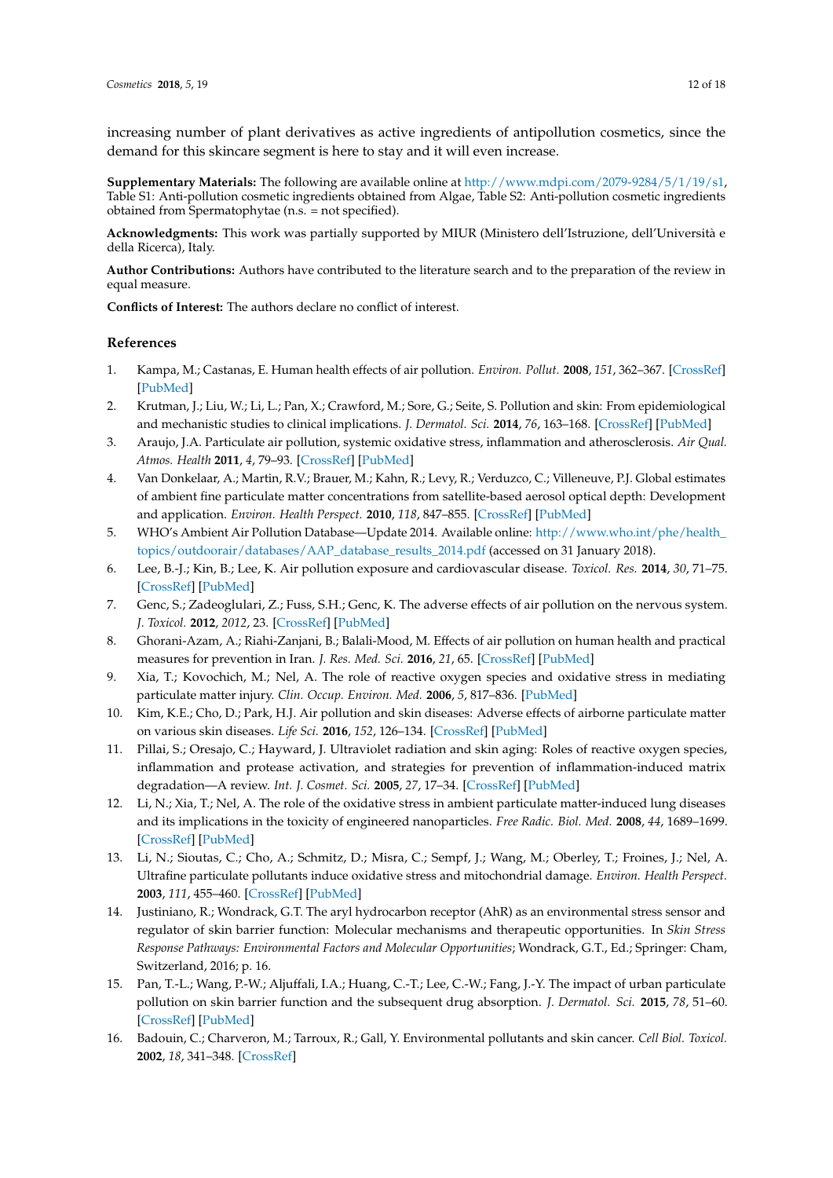increasing number of plant derivatives as active ingredients of antipollution cosmetics, since the demand for this skincare segment is here to stay and it will even increase.

**Supplementary Materials:** The following are available online at http://www.mdpi.com/2079-9284/5/1/19/s1, Table S1: Anti-pollution cosmetic ingredients obtained from Algae, Table S2: Anti-pollution cosmetic ingredients obtained from Spermatophytae (n.s. = not specified).

**Acknowledgments:** This work was partially supported by MIUR (Ministero dell'Istruzione, dell'Università e della Ricerca), Italy.

**Author Contributions:** Authors have contributed to the literature search and to the preparation of the review in equal measure.

**Conflicts of Interest:** The authors declare no conflict of interest.

## References

1. Kampa, M.; Castanas, E. Human health effects of air pollution. *Environ. Pollut.* **2008**, *151*, 362–367. [CrossRef] [PubMed]
2. Krutman, J.; Liu, W.; Li, L.; Pan, X.; Crawford, M.; Sore, G.; Seite, S. Pollution and skin: From epidemiological and mechanistic studies to clinical implications. *J. Dermatol. Sci.* **2014**, *76*, 163–168. [CrossRef] [PubMed]
3. Araujo, J.A. Particulate air pollution, systemic oxidative stress, inflammation and atherosclerosis. *Air Qual. Atmos. Health* **2011**, *4*, 79–93. [CrossRef] [PubMed]
4. Van Donkelaar, A.; Martin, R.V.; Brauer, M.; Kahn, R.; Levy, R.; Verduzco, C.; Villeneuve, P.J. Global estimates of ambient fine particulate matter concentrations from satellite-based aerosol optical depth: Development and application. *Environ. Health Perspect.* **2010**, *118*, 847–855. [CrossRef] [PubMed]
5. WHO's Ambient Air Pollution Database—Update 2014. Available online: http://www.who.int/phe/health_topics/outdoorair/databases/AAP_database_results_2014.pdf (accessed on 31 January 2018).
6. Lee, B.-J.; Kin, B.; Lee, K. Air pollution exposure and cardiovascular disease. *Toxicol. Res.* **2014**, *30*, 71–75. [CrossRef] [PubMed]
7. Genc, S.; Zadeoglulari, Z.; Fuss, S.H.; Genc, K. The adverse effects of air pollution on the nervous system. *J. Toxicol.* **2012**, *2012*, 23. [CrossRef] [PubMed]
8. Ghorani-Azam, A.; Riahi-Zanjani, B.; Balali-Mood, M. Effects of air pollution on human health and practical measures for prevention in Iran. *J. Res. Med. Sci.* **2016**, *21*, 65. [CrossRef] [PubMed]
9. Xia, T.; Kovochich, M.; Nel, A. The role of reactive oxygen species and oxidative stress in mediating particulate matter injury. *Clin. Occup. Environ. Med.* **2006**, *5*, 817–836. [PubMed]
10. Kim, K.E.; Cho, D.; Park, H.J. Air pollution and skin diseases: Adverse effects of airborne particulate matter on various skin diseases. *Life Sci.* **2016**, *152*, 126–134. [CrossRef] [PubMed]
11. Pillai, S.; Oresajo, C.; Hayward, J. Ultraviolet radiation and skin aging: Roles of reactive oxygen species, inflammation and protease activation, and strategies for prevention of inflammation-induced matrix degradation—A review. *Int. J. Cosmet. Sci.* **2005**, *27*, 17–34. [CrossRef] [PubMed]
12. Li, N.; Xia, T.; Nel, A. The role of the oxidative stress in ambient particulate matter-induced lung diseases and its implications in the toxicity of engineered nanoparticles. *Free Radic. Biol. Med.* **2008**, *44*, 1689–1699. [CrossRef] [PubMed]
13. Li, N.; Sioutas, C.; Cho, A.; Schmitz, D.; Misra, C.; Sempf, J.; Wang, M.; Oberley, T.; Froines, J.; Nel, A. Ultrafine particulate pollutants induce oxidative stress and mitochondrial damage. *Environ. Health Perspect.* **2003**, *111*, 455–460. [CrossRef] [PubMed]
14. Justiniano, R.; Wondrack, G.T. The aryl hydrocarbon receptor (AhR) as an environmental stress sensor and regulator of skin barrier function: Molecular mechanisms and therapeutic opportunities. In *Skin Stress Response Pathways: Environmental Factors and Molecular Opportunities*; Wondrack, G.T., Ed.; Springer: Cham, Switzerland, 2016; p. 16.
15. Pan, T.-L.; Wang, P.-W.; Aljuffali, I.A.; Huang, C.-T.; Lee, C.-W.; Fang, J.-Y. The impact of urban particulate pollution on skin barrier function and the subsequent drug absorption. *J. Dermatol. Sci.* **2015**, *78*, 51–60. [CrossRef] [PubMed]
16. Badouin, C.; Charveron, M.; Tarroux, R.; Gall, Y. Environmental pollutants and skin cancer. *Cell Biol. Toxicol.* **2002**, *18*, 341–348. [CrossRef]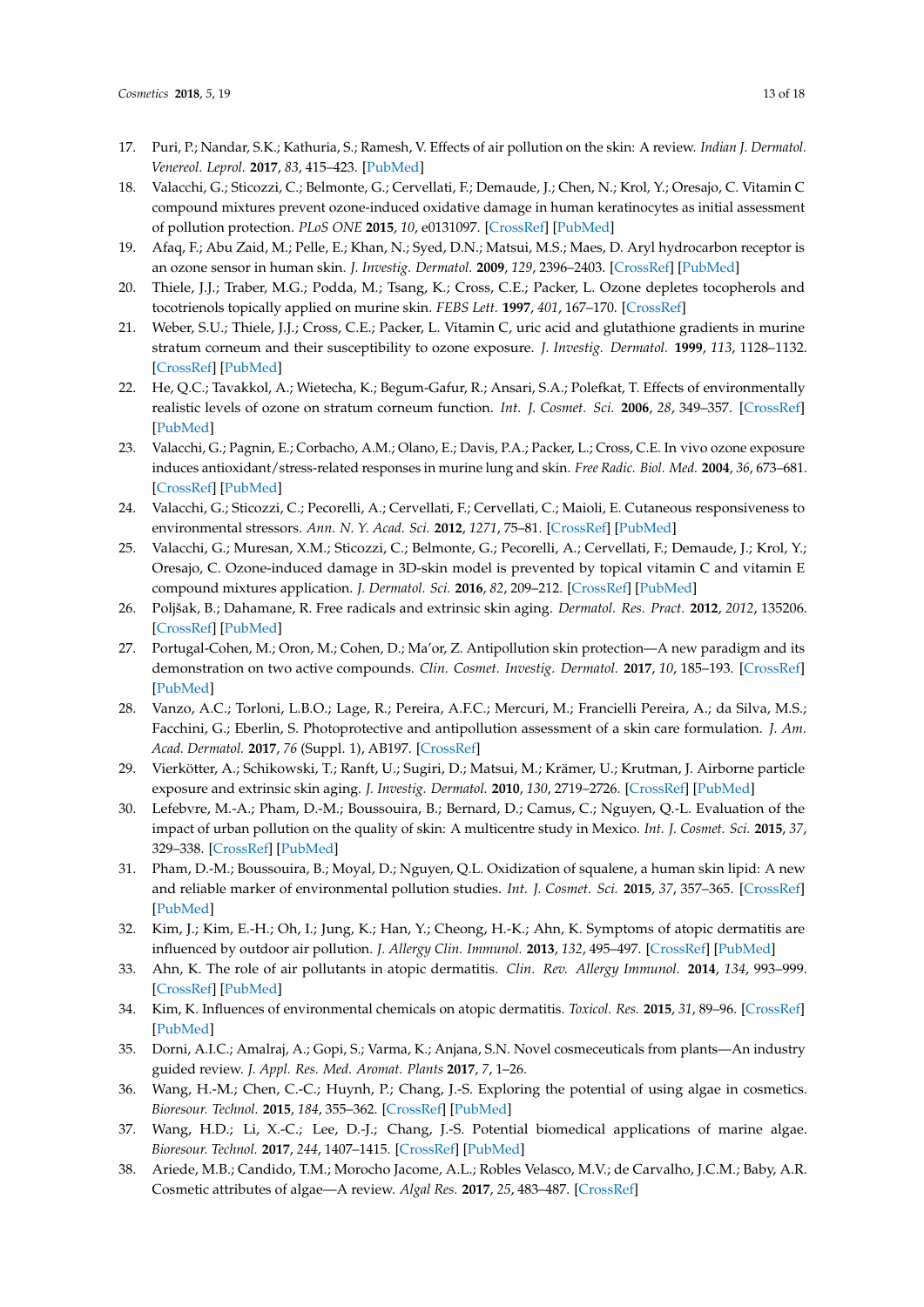17. Puri, P.; Nandar, S.K.; Kathuria, S.; Ramesh, V. Effects of air pollution on the skin: A review. *Indian J. Dermatol. Venereol. Leprol.* **2017**, *83*, 415–423. [PubMed]
18. Valacchi, G.; Sticozzi, C.; Belmonte, G.; Cervellati, F.; Demaude, J.; Chen, N.; Krol, Y.; Oresajo, C. Vitamin C compound mixtures prevent ozone-induced oxidative damage in human keratinocytes as initial assessment of pollution protection. *PLoS ONE* **2015**, *10*, e0131097. [CrossRef] [PubMed]
19. Afaq, F.; Abu Zaid, M.; Pelle, E.; Khan, N.; Syed, D.N.; Matsui, M.S.; Maes, D. Aryl hydrocarbon receptor is an ozone sensor in human skin. *J. Investig. Dermatol.* **2009**, *129*, 2396–2403. [CrossRef] [PubMed]
20. Thiele, J.J.; Traber, M.G.; Podda, M.; Tsang, K.; Cross, C.E.; Packer, L. Ozone depletes tocopherols and tocotrienols topically applied on murine skin. *FEBS Lett.* **1997**, *401*, 167–170. [CrossRef]
21. Weber, S.U.; Thiele, J.J.; Cross, C.E.; Packer, L. Vitamin C, uric acid and glutathione gradients in murine stratum corneum and their susceptibility to ozone exposure. *J. Investig. Dermatol.* **1999**, *113*, 1128–1132. [CrossRef] [PubMed]
22. He, Q.C.; Tavakkol, A.; Wietecha, K.; Begum-Gafur, R.; Ansari, S.A.; Polefkat, T. Effects of environmentally realistic levels of ozone on stratum corneum function. *Int. J. Cosmet. Sci.* **2006**, *28*, 349–357. [CrossRef] [PubMed]
23. Valacchi, G.; Pagnin, E.; Corbacho, A.M.; Olano, E.; Davis, P.A.; Packer, L.; Cross, C.E. In vivo ozone exposure induces antioxidant/stress-related responses in murine lung and skin. *Free Radic. Biol. Med.* **2004**, *36*, 673–681. [CrossRef] [PubMed]
24. Valacchi, G.; Sticozzi, C.; Pecorelli, A.; Cervellati, F.; Cervellati, C.; Maioli, E. Cutaneous responsiveness to environmental stressors. *Ann. N. Y. Acad. Sci.* **2012**, *1271*, 75–81. [CrossRef] [PubMed]
25. Valacchi, G.; Muresan, X.M.; Sticozzi, C.; Belmonte, G.; Pecorelli, A.; Cervellati, F.; Demaude, J.; Krol, Y.; Oresajo, C. Ozone-induced damage in 3D-skin model is prevented by topical vitamin C and vitamin E compound mixtures application. *J. Dermatol. Sci.* **2016**, *82*, 209–212. [CrossRef] [PubMed]
26. Poljšak, B.; Dahamane, R. Free radicals and extrinsic skin aging. *Dermatol. Res. Pract.* **2012**, *2012*, 135206. [CrossRef] [PubMed]
27. Portugal-Cohen, M.; Oron, M.; Cohen, D.; Ma'or, Z. Antipollution skin protection—A new paradigm and its demonstration on two active compounds. *Clin. Cosmet. Investig. Dermatol.* **2017**, *10*, 185–193. [CrossRef] [PubMed]
28. Vanzo, A.C.; Torloni, L.B.O.; Lage, R.; Pereira, A.F.C.; Mercuri, M.; Francielli Pereira, A.; da Silva, M.S.; Facchini, G.; Eberlin, S. Photoprotective and antipollution assessment of a skin care formulation. *J. Am. Acad. Dermatol.* **2017**, *76* (Suppl. 1), AB197. [CrossRef]
29. Vierkötter, A.; Schikowski, T.; Ranft, U.; Sugiri, D.; Matsui, M.; Krämer, U.; Krutman, J. Airborne particle exposure and extrinsic skin aging. *J. Investig. Dermatol.* **2010**, *130*, 2719–2726. [CrossRef] [PubMed]
30. Lefebvre, M.-A.; Pham, D.-M.; Boussouira, B.; Bernard, D.; Camus, C.; Nguyen, Q.-L. Evaluation of the impact of urban pollution on the quality of skin: A multicentre study in Mexico. *Int. J. Cosmet. Sci.* **2015**, *37*, 329–338. [CrossRef] [PubMed]
31. Pham, D.-M.; Boussouira, B.; Moyal, D.; Nguyen, Q.L. Oxidization of squalene, a human skin lipid: A new and reliable marker of environmental pollution studies. *Int. J. Cosmet. Sci.* **2015**, *37*, 357–365. [CrossRef] [PubMed]
32. Kim, J.; Kim, E.-H.; Oh, I.; Jung, K.; Han, Y.; Cheong, H.-K.; Ahn, K. Symptoms of atopic dermatitis are influenced by outdoor air pollution. *J. Allergy Clin. Immunol.* **2013**, *132*, 495–497. [CrossRef] [PubMed]
33. Ahn, K. The role of air pollutants in atopic dermatitis. *Clin. Rev. Allergy Immunol.* **2014**, *134*, 993–999. [CrossRef] [PubMed]
34. Kim, K. Influences of environmental chemicals on atopic dermatitis. *Toxicol. Res.* **2015**, *31*, 89–96. [CrossRef] [PubMed]
35. Dorni, A.I.C.; Amalraj, A.; Gopi, S.; Varma, K.; Anjana, S.N. Novel cosmeceuticals from plants—An industry guided review. *J. Appl. Res. Med. Aromat. Plants* **2017**, *7*, 1–26.
36. Wang, H.-M.; Chen, C.-C.; Huynh, P.; Chang, J.-S. Exploring the potential of using algae in cosmetics. *Bioresour. Technol.* **2015**, *184*, 355–362. [CrossRef] [PubMed]
37. Wang, H.D.; Li, X.-C.; Lee, D.-J.; Chang, J.-S. Potential biomedical applications of marine algae. *Bioresour. Technol.* **2017**, *244*, 1407–1415. [CrossRef] [PubMed]
38. Ariede, M.B.; Candido, T.M.; Morocho Jacome, A.L.; Robles Velasco, M.V.; de Carvalho, J.C.M.; Baby, A.R. Cosmetic attributes of algae—A review. *Algal Res.* **2017**, *25*, 483–487. [CrossRef]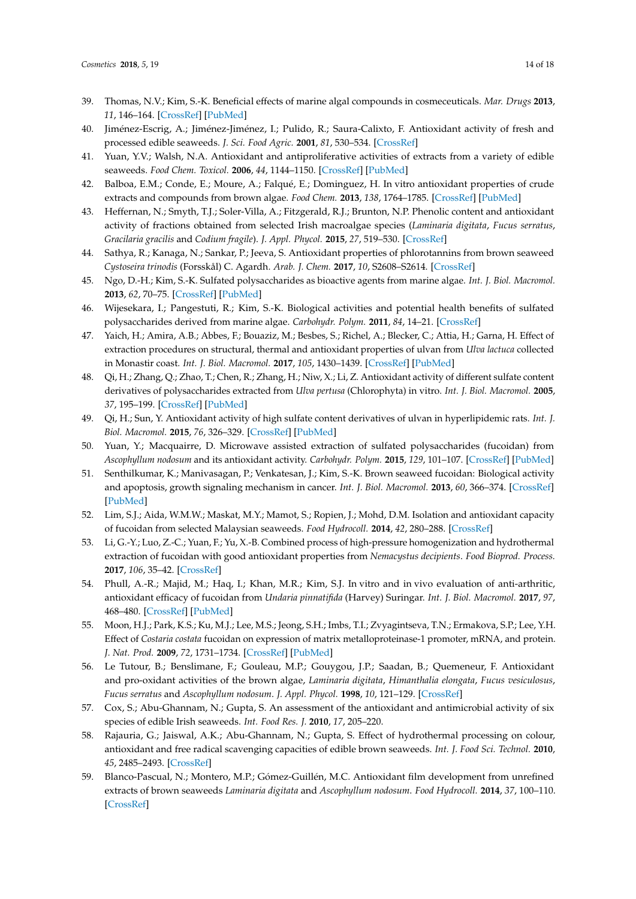39. Thomas, N.V.; Kim, S.-K. Beneficial effects of marine algal compounds in cosmeceuticals. *Mar. Drugs* **2013**, *11*, 146–164. [CrossRef] [PubMed]
40. Jiménez-Escrig, A.; Jiménez-Jiménez, I.; Pulido, R.; Saura-Calixto, F. Antioxidant activity of fresh and processed edible seaweeds. *J. Sci. Food Agric.* **2001**, *81*, 530–534. [CrossRef]
41. Yuan, Y.V.; Walsh, N.A. Antioxidant and antiproliferative activities of extracts from a variety of edible seaweeds. *Food Chem. Toxicol.* **2006**, *44*, 1144–1150. [CrossRef] [PubMed]
42. Balboa, E.M.; Conde, E.; Moure, A.; Falqué, E.; Dominguez, H. In vitro antioxidant properties of crude extracts and compounds from brown algae. *Food Chem.* **2013**, *138*, 1764–1785. [CrossRef] [PubMed]
43. Heffernan, N.; Smyth, T.J.; Soler-Villa, A.; Fitzgerald, R.J.; Brunton, N.P. Phenolic content and antioxidant activity of fractions obtained from selected Irish macroalgae species (*Laminaria digitata*, *Fucus serratus*, *Gracilaria gracilis* and *Codium fragile*). *J. Appl. Phycol.* **2015**, *27*, 519–530. [CrossRef]
44. Sathya, R.; Kanaga, N.; Sankar, P.; Jeeva, S. Antioxidant properties of phlorotannins from brown seaweed *Cystoseira trinodis* (Forsskål) C. Agardh. *Arab. J. Chem.* **2017**, *10*, S2608–S2614. [CrossRef]
45. Ngo, D.-H.; Kim, S.-K. Sulfated polysaccharides as bioactive agents from marine algae. *Int. J. Biol. Macromol.* **2013**, *62*, 70–75. [CrossRef] [PubMed]
46. Wijesekara, I.; Pangestuti, R.; Kim, S.-K. Biological activities and potential health benefits of sulfated polysaccharides derived from marine algae. *Carbohydr. Polym.* **2011**, *84*, 14–21. [CrossRef]
47. Yaich, H.; Amira, A.B.; Abbes, F.; Bouaziz, M.; Besbes, S.; Richel, A.; Blecker, C.; Attia, H.; Garna, H. Effect of extraction procedures on structural, thermal and antioxidant properties of ulvan from *Ulva lactuca* collected in Monastir coast. *Int. J. Biol. Macromol.* **2017**, *105*, 1430–1439. [CrossRef] [PubMed]
48. Qi, H.; Zhang, Q.; Zhao, T.; Chen, R.; Zhang, H.; Niw, X.; Li, Z. Antioxidant activity of different sulfate content derivatives of polysaccharides extracted from *Ulva pertusa* (Chlorophyta) in vitro. *Int. J. Biol. Macromol.* **2005**, *37*, 195–199. [CrossRef] [PubMed]
49. Qi, H.; Sun, Y. Antioxidant activity of high sulfate content derivatives of ulvan in hyperlipidemic rats. *Int. J. Biol. Macromol.* **2015**, *76*, 326–329. [CrossRef] [PubMed]
50. Yuan, Y.; Macquairre, D. Microwave assisted extraction of sulfated polysaccharides (fucoidan) from *Ascophyllum nodosum* and its antioxidant activity. *Carbohydr. Polym.* **2015**, *129*, 101–107. [CrossRef] [PubMed]
51. Senthilkumar, K.; Manivasagan, P.; Venkatesan, J.; Kim, S.-K. Brown seaweed fucoidan: Biological activity and apoptosis, growth signaling mechanism in cancer. *Int. J. Biol. Macromol.* **2013**, *60*, 366–374. [CrossRef] [PubMed]
52. Lim, S.J.; Aida, W.M.W.; Maskat, M.Y.; Mamot, S.; Ropien, J.; Mohd, D.M. Isolation and antioxidant capacity of fucoidan from selected Malaysian seaweeds. *Food Hydrocoll.* **2014**, *42*, 280–288. [CrossRef]
53. Li, G.-Y.; Luo, Z.-C.; Yuan, F.; Yu, X.-B. Combined process of high-pressure homogenization and hydrothermal extraction of fucoidan with good antioxidant properties from *Nemacystus decipients*. *Food Bioprod. Process.* **2017**, *106*, 35–42. [CrossRef]
54. Phull, A.-R.; Majid, M.; Haq, I.; Khan, M.R.; Kim, S.J. In vitro and in vivo evaluation of anti-arthritic, antioxidant efficacy of fucoidan from *Undaria pinnatifida* (Harvey) Suringar. *Int. J. Biol. Macromol.* **2017**, *97*, 468–480. [CrossRef] [PubMed]
55. Moon, H.J.; Park, K.S.; Ku, M.J.; Lee, M.S.; Jeong, S.H.; Imbs, T.I.; Zvyagintseva, T.N.; Ermakova, S.P.; Lee, Y.H. Effect of *Costaria costata* fucoidan on expression of matrix metalloproteinase-1 promoter, mRNA, and protein. *J. Nat. Prod.* **2009**, *72*, 1731–1734. [CrossRef] [PubMed]
56. Le Tutour, B.; Benslimane, F.; Gouleau, M.P.; Gouygou, J.P.; Saadan, B.; Quemeneur, F. Antioxidant and pro-oxidant activities of the brown algae, *Laminaria digitata*, *Himanthalia elongata*, *Fucus vesiculosus*, *Fucus serratus* and *Ascophyllum nodosum*. *J. Appl. Phycol.* **1998**, *10*, 121–129. [CrossRef]
57. Cox, S.; Abu-Ghannam, N.; Gupta, S. An assessment of the antioxidant and antimicrobial activity of six species of edible Irish seaweeds. *Int. Food Res. J.* **2010**, *17*, 205–220.
58. Rajauria, G.; Jaiswal, A.K.; Abu-Ghannam, N.; Gupta, S. Effect of hydrothermal processing on colour, antioxidant and free radical scavenging capacities of edible brown seaweeds. *Int. J. Food Sci. Technol.* **2010**, *45*, 2485–2493. [CrossRef]
59. Blanco-Pascual, N.; Montero, M.P.; Gómez-Guillén, M.C. Antioxidant film development from unrefined extracts of brown seaweeds *Laminaria digitata* and *Ascophyllum nodosum*. *Food Hydrocoll.* **2014**, *37*, 100–110. [CrossRef]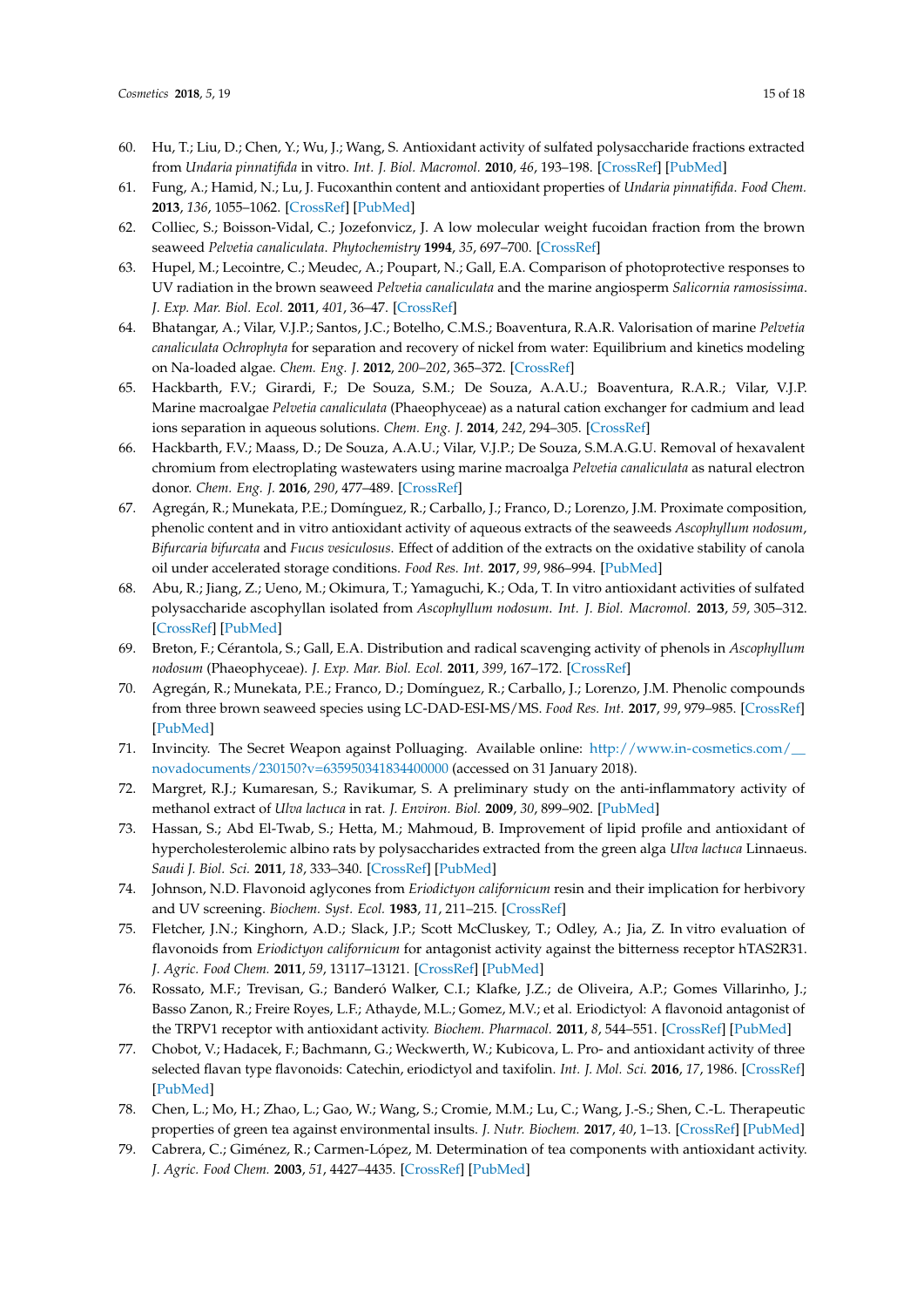60. Hu, T.; Liu, D.; Chen, Y.; Wu, J.; Wang, S. Antioxidant activity of sulfated polysaccharide fractions extracted from *Undaria pinnatifida* in vitro. *Int. J. Biol. Macromol.* **2010**, *46*, 193–198. [CrossRef] [PubMed]
61. Fung, A.; Hamid, N.; Lu, J. Fucoxanthin content and antioxidant properties of *Undaria pinnatifida*. *Food Chem.* **2013**, *136*, 1055–1062. [CrossRef] [PubMed]
62. Colliec, S.; Boisson-Vidal, C.; Jozefonvicz, J. A low molecular weight fucoidan fraction from the brown seaweed *Pelvetia canaliculata*. *Phytochemistry* **1994**, *35*, 697–700. [CrossRef]
63. Hupel, M.; Lecointre, C.; Meudec, A.; Poupart, N.; Gall, E.A. Comparison of photoprotective responses to UV radiation in the brown seaweed *Pelvetia canaliculata* and the marine angiosperm *Salicornia ramosissima*. *J. Exp. Mar. Biol. Ecol.* **2011**, *401*, 36–47. [CrossRef]
64. Bhatangar, A.; Vilar, V.J.P.; Santos, J.C.; Botelho, C.M.S.; Boaventura, R.A.R. Valorisation of marine *Pelvetia canaliculata Ochrophyta* for separation and recovery of nickel from water: Equilibrium and kinetics modeling on Na-loaded algae. *Chem. Eng. J.* **2012**, *200–202*, 365–372. [CrossRef]
65. Hackbarth, F.V.; Girardi, F.; De Souza, S.M.; De Souza, A.A.U.; Boaventura, R.A.R.; Vilar, V.J.P. Marine macroalgae *Pelvetia canaliculata* (Phaeophyceae) as a natural cation exchanger for cadmium and lead ions separation in aqueous solutions. *Chem. Eng. J.* **2014**, *242*, 294–305. [CrossRef]
66. Hackbarth, F.V.; Maass, D.; De Souza, A.A.U.; Vilar, V.J.P.; De Souza, S.M.A.G.U. Removal of hexavalent chromium from electroplating wastewaters using marine macroalga *Pelvetia canaliculata* as natural electron donor. *Chem. Eng. J.* **2016**, *290*, 477–489. [CrossRef]
67. Agregán, R.; Munekata, P.E.; Domínguez, R.; Carballo, J.; Franco, D.; Lorenzo, J.M. Proximate composition, phenolic content and in vitro antioxidant activity of aqueous extracts of the seaweeds *Ascophyllum nodosum*, *Bifurcaria bifurcata* and *Fucus vesiculosus*. Effect of addition of the extracts on the oxidative stability of canola oil under accelerated storage conditions. *Food Res. Int.* **2017**, *99*, 986–994. [PubMed]
68. Abu, R.; Jiang, Z.; Ueno, M.; Okimura, T.; Yamaguchi, K.; Oda, T. In vitro antioxidant activities of sulfated polysaccharide ascophyllan isolated from *Ascophyllum nodosum*. *Int. J. Biol. Macromol.* **2013**, *59*, 305–312. [CrossRef] [PubMed]
69. Breton, F.; Cérantola, S.; Gall, E.A. Distribution and radical scavenging activity of phenols in *Ascophyllum nodosum* (Phaeophyceae). *J. Exp. Mar. Biol. Ecol.* **2011**, *399*, 167–172. [CrossRef]
70. Agregán, R.; Munekata, P.E.; Franco, D.; Domínguez, R.; Carballo, J.; Lorenzo, J.M. Phenolic compounds from three brown seaweed species using LC-DAD-ESI-MS/MS. *Food Res. Int.* **2017**, *99*, 979–985. [CrossRef] [PubMed]
71. Invincity. The Secret Weapon against Polluaging. Available online: http://www.in-cosmetics.com/__novadocuments/230150?v=635950341834400000 (accessed on 31 January 2018).
72. Margret, R.J.; Kumaresan, S.; Ravikumar, S. A preliminary study on the anti-inflammatory activity of methanol extract of *Ulva lactuca* in rat. *J. Environ. Biol.* **2009**, *30*, 899–902. [PubMed]
73. Hassan, S.; Abd El-Twab, S.; Hetta, M.; Mahmoud, B. Improvement of lipid profile and antioxidant of hypercholesterolemic albino rats by polysaccharides extracted from the green alga *Ulva lactuca* Linnaeus. *Saudi J. Biol. Sci.* **2011**, *18*, 333–340. [CrossRef] [PubMed]
74. Johnson, N.D. Flavonoid aglycones from *Eriodictyon californicum* resin and their implication for herbivory and UV screening. *Biochem. Syst. Ecol.* **1983**, *11*, 211–215. [CrossRef]
75. Fletcher, J.N.; Kinghorn, A.D.; Slack, J.P.; Scott McCluskey, T.; Odley, A.; Jia, Z. In vitro evaluation of flavonoids from *Eriodictyon californicum* for antagonist activity against the bitterness receptor hTAS2R31. *J. Agric. Food Chem.* **2011**, *59*, 13117–13121. [CrossRef] [PubMed]
76. Rossato, M.F.; Trevisan, G.; Banderó Walker, C.I.; Klafke, J.Z.; de Oliveira, A.P.; Gomes Villarinho, J.; Basso Zanon, R.; Freire Royes, L.F.; Athayde, M.L.; Gomez, M.V.; et al. Eriodictyol: A flavonoid antagonist of the TRPV1 receptor with antioxidant activity. *Biochem. Pharmacol.* **2011**, *8*, 544–551. [CrossRef] [PubMed]
77. Chobot, V.; Hadacek, F.; Bachmann, G.; Weckwerth, W.; Kubicova, L. Pro- and antioxidant activity of three selected flavan type flavonoids: Catechin, eriodictyol and taxifolin. *Int. J. Mol. Sci.* **2016**, *17*, 1986. [CrossRef] [PubMed]
78. Chen, L.; Mo, H.; Zhao, L.; Gao, W.; Wang, S.; Cromie, M.M.; Lu, C.; Wang, J.-S.; Shen, C.-L. Therapeutic properties of green tea against environmental insults. *J. Nutr. Biochem.* **2017**, *40*, 1–13. [CrossRef] [PubMed]
79. Cabrera, C.; Giménez, R.; Carmen-López, M. Determination of tea components with antioxidant activity. *J. Agric. Food Chem.* **2003**, *51*, 4427–4435. [CrossRef] [PubMed]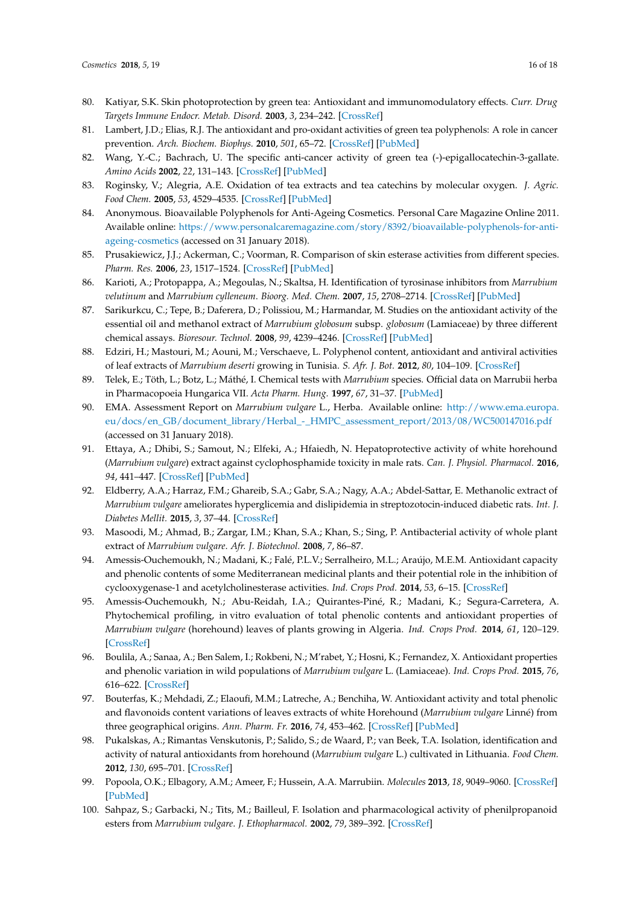80. Katiyar, S.K. Skin photoprotection by green tea: Antioxidant and immunomodulatory effects. *Curr. Drug Targets Immune Endocr. Metab. Disord.* **2003**, *3*, 234–242. [CrossRef]
81. Lambert, J.D.; Elias, R.J. The antioxidant and pro-oxidant activities of green tea polyphenols: A role in cancer prevention. *Arch. Biochem. Biophys.* **2010**, *501*, 65–72. [CrossRef] [PubMed]
82. Wang, Y.-C.; Bachrach, U. The specific anti-cancer activity of green tea (-)-epigallocatechin-3-gallate. *Amino Acids* **2002**, *22*, 131–143. [CrossRef] [PubMed]
83. Roginsky, V.; Alegria, A.E. Oxidation of tea extracts and tea catechins by molecular oxygen. *J. Agric. Food Chem.* **2005**, *53*, 4529–4535. [CrossRef] [PubMed]
84. Anonymous. Bioavailable Polyphenols for Anti-Ageing Cosmetics. Personal Care Magazine Online 2011. Available online: https://www.personalcaremagazine.com/story/8392/bioavailable-polyphenols-for-anti-ageing-cosmetics (accessed on 31 January 2018).
85. Prusakiewicz, J.J.; Ackerman, C.; Voorman, R. Comparison of skin esterase activities from different species. *Pharm. Res.* **2006**, *23*, 1517–1524. [CrossRef] [PubMed]
86. Karioti, A.; Protopappa, A.; Megoulas, N.; Skaltsa, H. Identification of tyrosinase inhibitors from *Marrubium velutinum* and *Marrubium cylleneum*. *Bioorg. Med. Chem.* **2007**, *15*, 2708–2714. [CrossRef] [PubMed]
87. Sarikurkcu, C.; Tepe, B.; Daferera, D.; Polissiou, M.; Harmandar, M. Studies on the antioxidant activity of the essential oil and methanol extract of *Marrubium globosum* subsp. *globosum* (Lamiaceae) by three different chemical assays. *Bioresour. Technol.* **2008**, *99*, 4239–4246. [CrossRef] [PubMed]
88. Edziri, H.; Mastouri, M.; Aouni, M.; Verschaeve, L. Polyphenol content, antioxidant and antiviral activities of leaf extracts of *Marrubium deserti* growing in Tunisia. *S. Afr. J. Bot.* **2012**, *80*, 104–109. [CrossRef]
89. Telek, E.; Töth, L.; Botz, L.; Máthé, I. Chemical tests with *Marrubium* species. Official data on Marrubii herba in Pharmacopoeia Hungarica VII. *Acta Pharm. Hung.* **1997**, *67*, 31–37. [PubMed]
90. EMA. Assessment Report on *Marrubium vulgare* L., Herba. Available online: http://www.ema.europa.eu/docs/en_GB/document_library/Herbal_-_HMPC_assessment_report/2013/08/WC500147016.pdf (accessed on 31 January 2018).
91. Ettaya, A.; Dhibi, S.; Samout, N.; Elfeki, A.; Hfaiedh, N. Hepatoprotective activity of white horehound (*Marrubium vulgare*) extract against cyclophosphamide toxicity in male rats. *Can. J. Physiol. Pharmacol.* **2016**, *94*, 441–447. [CrossRef] [PubMed]
92. Eldberry, A.A.; Harraz, F.M.; Ghareib, S.A.; Gabr, S.A.; Nagy, A.A.; Abdel-Sattar, E. Methanolic extract of *Marrubium vulgare* ameliorates hyperglicemia and dislipidemia in streptozotocin-induced diabetic rats. *Int. J. Diabetes Mellit.* **2015**, *3*, 37–44. [CrossRef]
93. Masoodi, M.; Ahmad, B.; Zargar, I.M.; Khan, S.A.; Khan, S.; Sing, P. Antibacterial activity of whole plant extract of *Marrubium vulgare*. *Afr. J. Biotechnol.* **2008**, *7*, 86–87.
94. Amessis-Ouchemoukh, N.; Madani, K.; Falé, P.L.V.; Serralheiro, M.L.; Araújo, M.E.M. Antioxidant capacity and phenolic contents of some Mediterranean medicinal plants and their potential role in the inhibition of cyclooxygenase-1 and acetylcholinesterase activities. *Ind. Crops Prod.* **2014**, *53*, 6–15. [CrossRef]
95. Amessis-Ouchemoukh, N.; Abu-Reidah, I.A.; Quirantes-Piné, R.; Madani, K.; Segura-Carretera, A. Phytochemical profiling, in vitro evaluation of total phenolic contents and antioxidant properties of *Marrubium vulgare* (horehound) leaves of plants growing in Algeria. *Ind. Crops Prod.* **2014**, *61*, 120–129. [CrossRef]
96. Boulila, A.; Sanaa, A.; Ben Salem, I.; Rokbeni, N.; M'rabet, Y.; Hosni, K.; Fernandez, X. Antioxidant properties and phenolic variation in wild populations of *Marrubium vulgare* L. (Lamiaceae). *Ind. Crops Prod.* **2015**, *76*, 616–622. [CrossRef]
97. Bouterfas, K.; Mehdadi, Z.; Elaoufi, M.M.; Latreche, A.; Benchiha, W. Antioxidant activity and total phenolic and flavonoids content variations of leaves extracts of white Horehound (*Marrubium vulgare* Linné) from three geographical origins. *Ann. Pharm. Fr.* **2016**, *74*, 453–462. [CrossRef] [PubMed]
98. Pukalskas, A.; Rimantas Venskutonis, P.; Salido, S.; de Waard, P.; van Beek, T.A. Isolation, identification and activity of natural antioxidants from horehound (*Marrubium vulgare* L.) cultivated in Lithuania. *Food Chem.* **2012**, *130*, 695–701. [CrossRef]
99. Popoola, O.K.; Elbagory, A.M.; Ameer, F.; Hussein, A.A. Marrubiin. *Molecules* **2013**, *18*, 9049–9060. [CrossRef] [PubMed]
100. Sahpaz, S.; Garbacki, N.; Tits, M.; Bailleul, F. Isolation and pharmacological activity of phenilpropanoid esters from *Marrubium vulgare*. *J. Ethophramacol.* **2002**, *79*, 389–392. [CrossRef]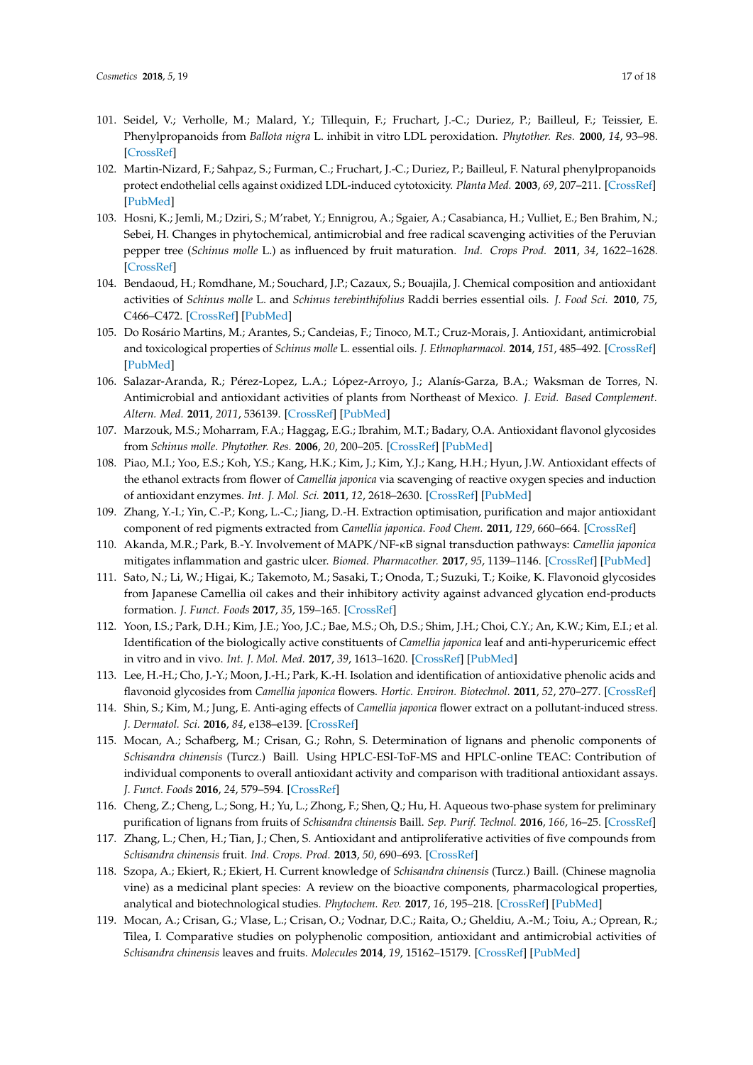101. Seidel, V.; Verholle, M.; Malard, Y.; Tillequin, F.; Fruchart, J.-C.; Duriez, P.; Bailleul, F.; Teissier, E. Phenylpropanoids from *Ballota nigra* L. inhibit in vitro LDL peroxidation. *Phytother. Res.* **2000**, *14*, 93–98. [CrossRef]
102. Martin-Nizard, F.; Sahpaz, S.; Furman, C.; Fruchart, J.-C.; Duriez, P.; Bailleul, F. Natural phenylpropanoids protect endothelial cells against oxidized LDL-induced cytotoxicity. *Planta Med.* **2003**, *69*, 207–211. [CrossRef] [PubMed]
103. Hosni, K.; Jemli, M.; Dziri, S.; M'rabet, Y.; Ennigrou, A.; Sgaier, A.; Casabianca, H.; Vulliet, E.; Ben Brahim, N.; Sebei, H. Changes in phytochemical, antimicrobial and free radical scavenging activities of the Peruvian pepper tree (*Schinus molle* L.) as influenced by fruit maturation. *Ind. Crops Prod.* **2011**, *34*, 1622–1628. [CrossRef]
104. Bendaoud, H.; Romdhane, M.; Souchard, J.P.; Cazaux, S.; Bouajila, J. Chemical composition and antioxidant activities of *Schinus molle* L. and *Schinus terebinthifolius* Raddi berries essential oils. *J. Food Sci.* **2010**, *75*, C466–C472. [CrossRef] [PubMed]
105. Do Rosário Martins, M.; Arantes, S.; Candeias, F.; Tinoco, M.T.; Cruz-Morais, J. Antioxidant, antimicrobial and toxicological properties of *Schinus molle* L. essential oils. *J. Ethnopharmacol.* **2014**, *151*, 485–492. [CrossRef] [PubMed]
106. Salazar-Aranda, R.; Pérez-Lopez, L.A.; López-Arroyo, J.; Alanís-Garza, B.A.; Waksman de Torres, N. Antimicrobial and antioxidant activities of plants from Northeast of Mexico. *J. Evid. Based Complement. Altern. Med.* **2011**, *2011*, 536139. [CrossRef] [PubMed]
107. Marzouk, M.S.; Moharram, F.A.; Haggag, E.G.; Ibrahim, M.T.; Badary, O.A. Antioxidant flavonol glycosides from *Schinus molle*. *Phytother. Res.* **2006**, *20*, 200–205. [CrossRef] [PubMed]
108. Piao, M.I.; Yoo, E.S.; Koh, Y.S.; Kang, H.K.; Kim, J.; Kim, Y.J.; Kang, H.H.; Hyun, J.W. Antioxidant effects of the ethanol extracts from flower of *Camellia japonica* via scavenging of reactive oxygen species and induction of antioxidant enzymes. *Int. J. Mol. Sci.* **2011**, *12*, 2618–2630. [CrossRef] [PubMed]
109. Zhang, Y.-I.; Yin, C.-P.; Kong, L.-C.; Jiang, D.-H. Extraction optimisation, purification and major antioxidant component of red pigments extracted from *Camellia japonica*. *Food Chem.* **2011**, *129*, 660–664. [CrossRef]
110. Akanda, M.R.; Park, B.-Y. Involvement of MAPK/NF-κB signal transduction pathways: *Camellia japonica* mitigates inflammation and gastric ulcer. *Biomed. Pharmacother.* **2017**, *95*, 1139–1146. [CrossRef] [PubMed]
111. Sato, N.; Li, W.; Higai, K.; Takemoto, M.; Sasaki, T.; Onoda, T.; Suzuki, T.; Koike, K. Flavonoid glycosides from Japanese Camellia oil cakes and their inhibitory activity against advanced glycation end-products formation. *J. Funct. Foods* **2017**, *35*, 159–165. [CrossRef]
112. Yoon, I.S.; Park, D.H.; Kim, J.E.; Yoo, J.C.; Bae, M.S.; Oh, D.S.; Shim, J.H.; Choi, C.Y.; An, K.W.; Kim, E.I.; et al. Identification of the biologically active constituents of *Camellia japonica* leaf and anti-hyperuricemic effect in vitro and in vivo. *Int. J. Mol. Med.* **2017**, *39*, 1613–1620. [CrossRef] [PubMed]
113. Lee, H.-H.; Cho, J.-Y.; Moon, J.-H.; Park, K.-H. Isolation and identification of antioxidative phenolic acids and flavonoid glycosides from *Camellia japonica* flowers. *Hortic. Environ. Biotechnol.* **2011**, *52*, 270–277. [CrossRef]
114. Shin, S.; Kim, M.; Jung, E. Anti-aging effects of *Camellia japonica* flower extract on a pollutant-induced stress. *J. Dermatol. Sci.* **2016**, *84*, e138–e139. [CrossRef]
115. Mocan, A.; Schafberg, M.; Crisan, G.; Rohn, S. Determination of lignans and phenolic components of *Schisandra chinensis* (Turcz.) Baill. Using HPLC-ESI-ToF-MS and HPLC-online TEAC: Contribution of individual components to overall antioxidant activity and comparison with traditional antioxidant assays. *J. Funct. Foods* **2016**, *24*, 579–594. [CrossRef]
116. Cheng, Z.; Cheng, L.; Song, H.; Yu, L.; Zhong, F.; Shen, Q.; Hu, H. Aqueous two-phase system for preliminary purification of lignans from fruits of *Schisandra chinensis* Baill. *Sep. Purif. Technol.* **2016**, *166*, 16–25. [CrossRef]
117. Zhang, L.; Chen, H.; Tian, J.; Chen, S. Antioxidant and antiproliferative activities of five compounds from *Schisandra chinensis* fruit. *Ind. Crops. Prod.* **2013**, *50*, 690–693. [CrossRef]
118. Szopa, A.; Ekiert, R.; Ekiert, H. Current knowledge of *Schisandra chinensis* (Turcz.) Baill. (Chinese magnolia vine) as a medicinal plant species: A review on the bioactive components, pharmacological properties, analytical and biotechnological studies. *Phytochem. Rev.* **2017**, *16*, 195–218. [CrossRef] [PubMed]
119. Mocan, A.; Crisan, G.; Vlase, L.; Crisan, O.; Vodnar, D.C.; Raita, O.; Gheldiu, A.-M.; Toiu, A.; Oprean, R.; Tilea, I. Comparative studies on polyphenolic composition, antioxidant and antimicrobial activities of *Schisandra chinensis* leaves and fruits. *Molecules* **2014**, *19*, 15162–15179. [CrossRef] [PubMed]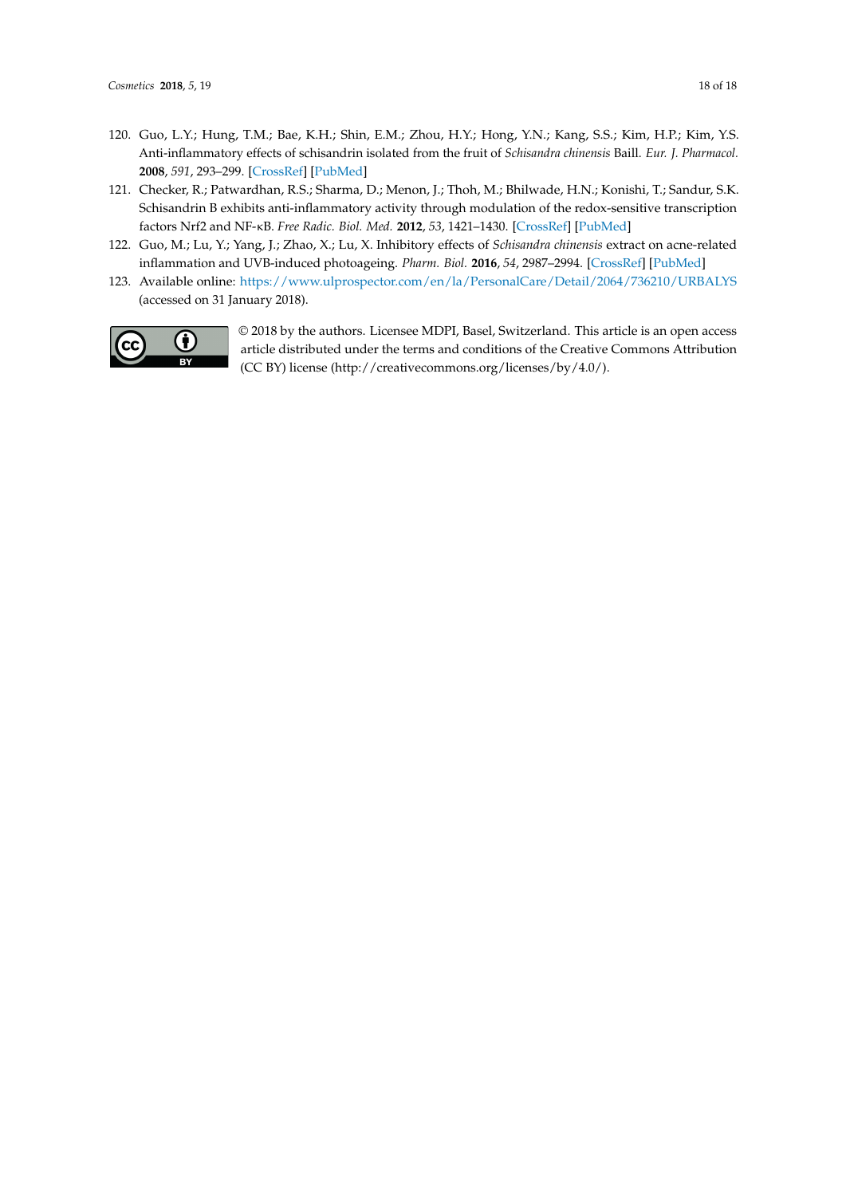120. Guo, L.Y.; Hung, T.M.; Bae, K.H.; Shin, E.M.; Zhou, H.Y.; Hong, Y.N.; Kang, S.S.; Kim, H.P.; Kim, Y.S. Anti-inflammatory effects of schisandrin isolated from the fruit of *Schisandra chinensis* Baill. *Eur. J. Pharmacol.* **2008**, *591*, 293–299. [CrossRef] [PubMed]
121. Checker, R.; Patwardhan, R.S.; Sharma, D.; Menon, J.; Thoh, M.; Bhilwade, H.N.; Konishi, T.; Sandur, S.K. Schisandrin B exhibits anti-inflammatory activity through modulation of the redox-sensitive transcription factors Nrf2 and NF-κB. *Free Radic. Biol. Med.* **2012**, *53*, 1421–1430. [CrossRef] [PubMed]
122. Guo, M.; Lu, Y.; Yang, J.; Zhao, X.; Lu, X. Inhibitory effects of *Schisandra chinensis* extract on acne-related inflammation and UVB-induced photoageing. *Pharm. Biol.* **2016**, *54*, 2987–2994. [CrossRef] [PubMed]
123. Available online: https://www.ulprospector.com/en/la/PersonalCare/Detail/2064/736210/URBALYS (accessed on 31 January 2018).

© 2018 by the authors. Licensee MDPI, Basel, Switzerland. This article is an open access article distributed under the terms and conditions of the Creative Commons Attribution (CC BY) license (http://creativecommons.org/licenses/by/4.0/).